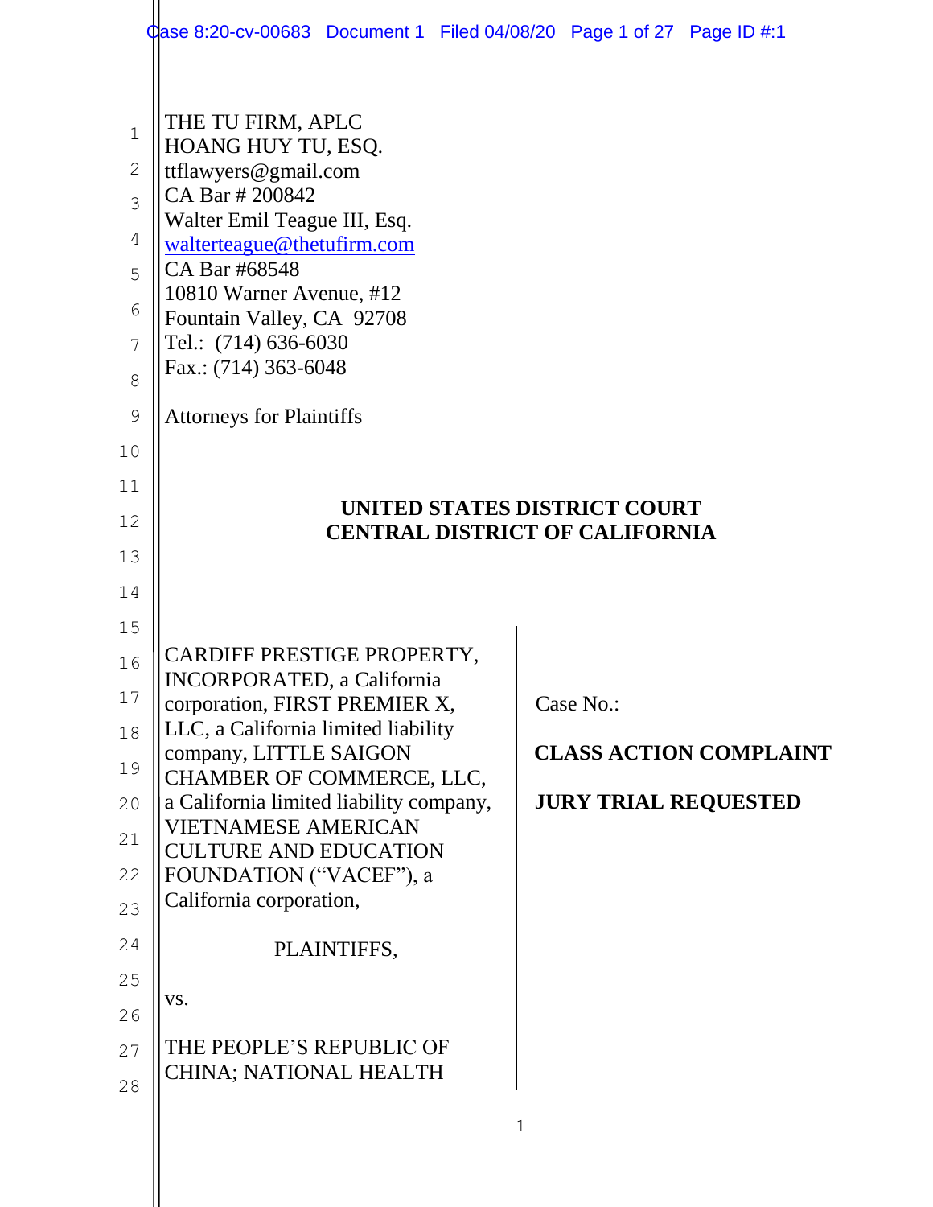THE TU FIRM, APLC
HOANG HUY TU, ESQ.
ttflawyers@gmail.com
CA Bar # 200842
Walter Emil Teague III, Esq.
walterteague@thetufirm.com
CA Bar #68548
10810 Warner Avenue, #12
Fountain Valley, CA 92708
Tel.: (714) 636-6030
Fax.: (714) 363-6048

Attorneys for Plaintiffs

**UNITED STATES DISTRICT COURT**
**CENTRAL DISTRICT OF CALIFORNIA**

CARDIFF PRESTIGE PROPERTY, INCORPORATED, a California corporation, FIRST PREMIER X, LLC, a California limited liability company, LITTLE SAIGON CHAMBER OF COMMERCE, LLC, a California limited liability company, VIETNAMESE AMERICAN CULTURE AND EDUCATION FOUNDATION ("VACEF"), a California corporation,

PLAINTIFFS,

vs.

THE PEOPLE'S REPUBLIC OF CHINA; NATIONAL HEALTH

Case No.:

**CLASS ACTION COMPLAINT**

**JURY TRIAL REQUESTED**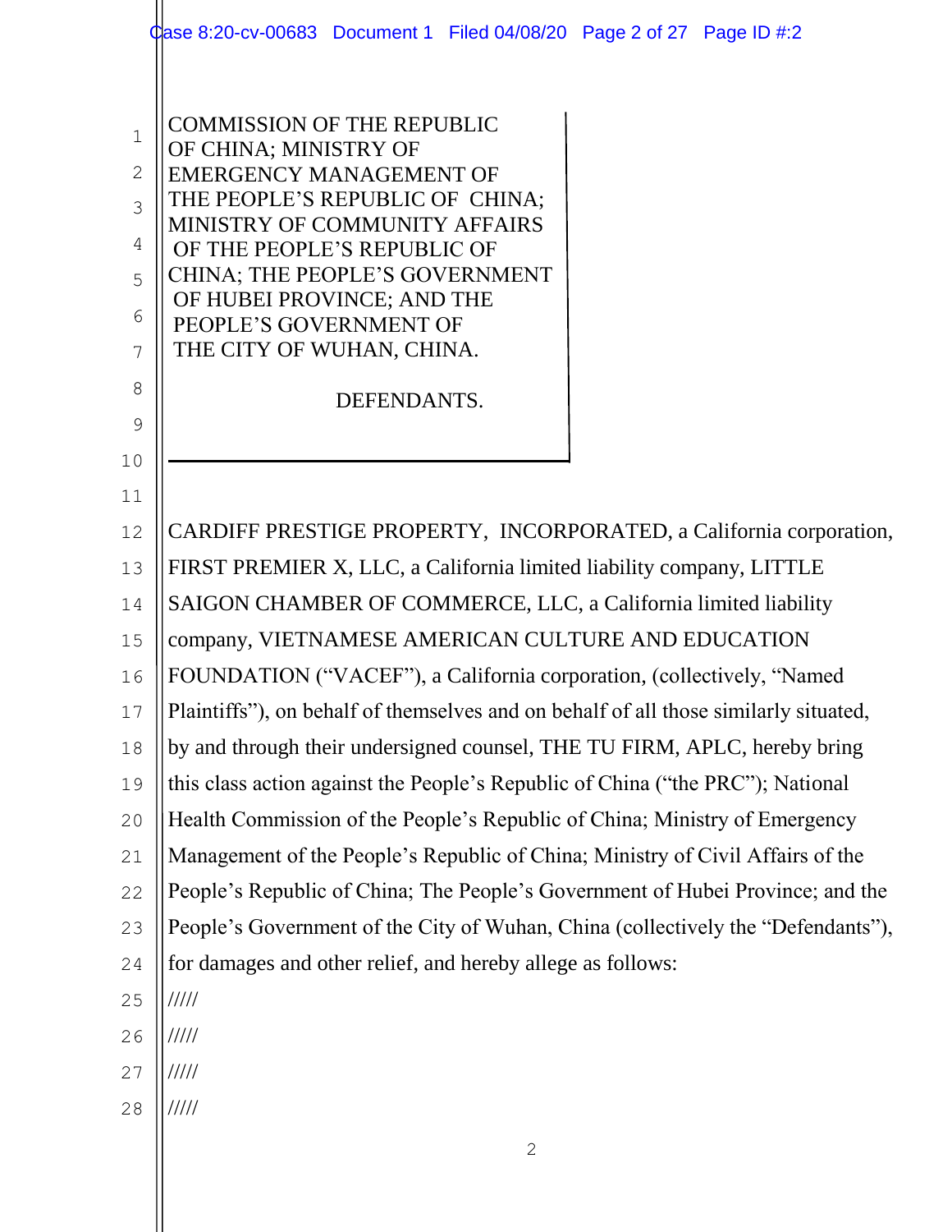COMMISSION OF THE REPUBLIC OF CHINA; MINISTRY OF EMERGENCY MANAGEMENT OF THE PEOPLE'S REPUBLIC OF CHINA; MINISTRY OF COMMUNITY AFFAIRS OF THE PEOPLE'S REPUBLIC OF CHINA; THE PEOPLE'S GOVERNMENT OF HUBEI PROVINCE; AND THE PEOPLE'S GOVERNMENT OF THE CITY OF WUHAN, CHINA.

DEFENDANTS.

CARDIFF PRESTIGE PROPERTY, INCORPORATED, a California corporation, FIRST PREMIER X, LLC, a California limited liability company, LITTLE SAIGON CHAMBER OF COMMERCE, LLC, a California limited liability company, VIETNAMESE AMERICAN CULTURE AND EDUCATION FOUNDATION ("VACEF"), a California corporation, (collectively, "Named Plaintiffs"), on behalf of themselves and on behalf of all those similarly situated, by and through their undersigned counsel, THE TU FIRM, APLC, hereby bring this class action against the People's Republic of China ("the PRC"); National Health Commission of the People's Republic of China; Ministry of Emergency Management of the People's Republic of China; Ministry of Civil Affairs of the People's Republic of China; The People's Government of Hubei Province; and the People's Government of the City of Wuhan, China (collectively the "Defendants"), for damages and other relief, and hereby allege as follows:

/////

/////

/////

/////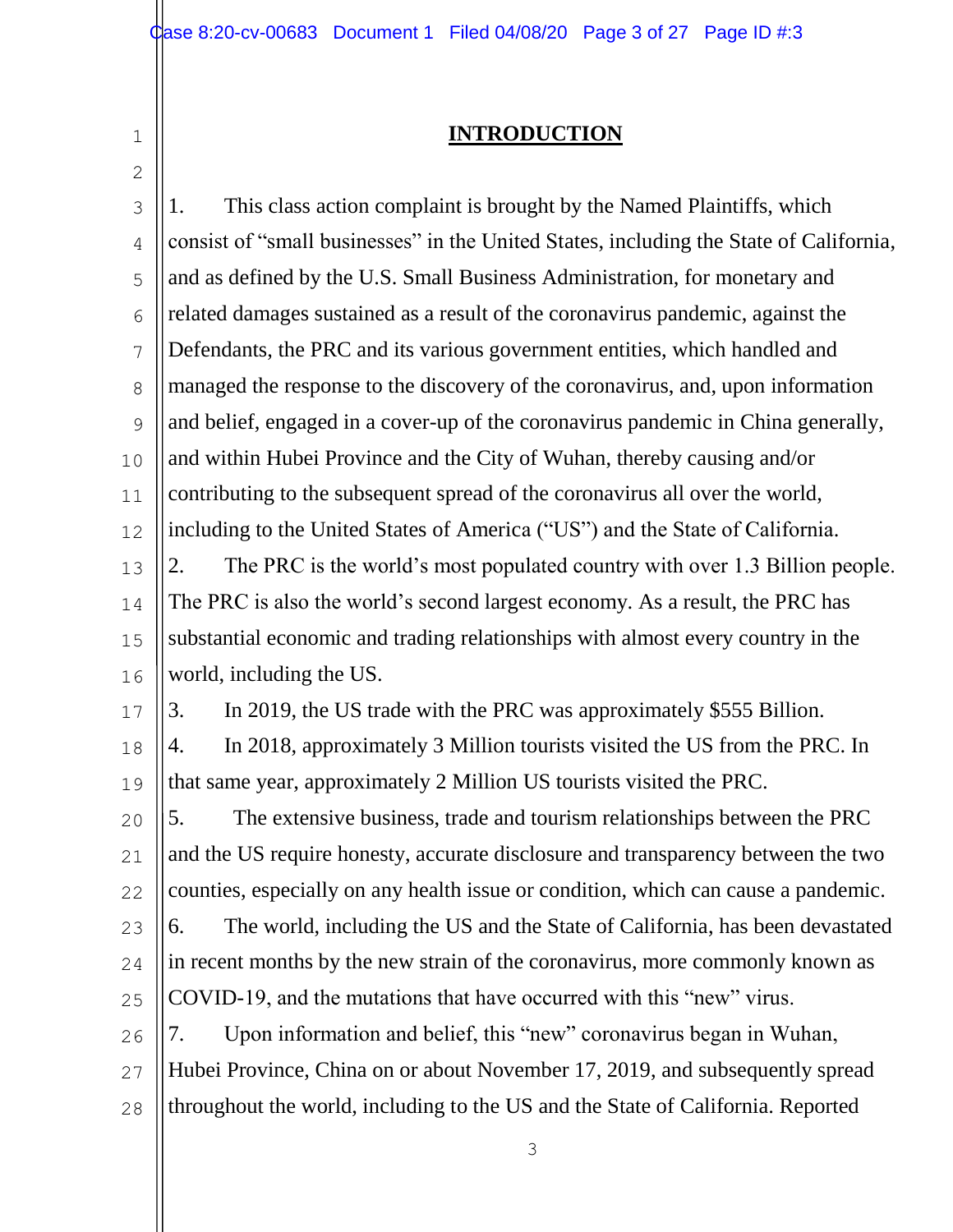## INTRODUCTION

1. This class action complaint is brought by the Named Plaintiffs, which consist of "small businesses" in the United States, including the State of California, and as defined by the U.S. Small Business Administration, for monetary and related damages sustained as a result of the coronavirus pandemic, against the Defendants, the PRC and its various government entities, which handled and managed the response to the discovery of the coronavirus, and, upon information and belief, engaged in a cover-up of the coronavirus pandemic in China generally, and within Hubei Province and the City of Wuhan, thereby causing and/or contributing to the subsequent spread of the coronavirus all over the world, including to the United States of America ("US") and the State of California.

2. The PRC is the world's most populated country with over 1.3 Billion people. The PRC is also the world's second largest economy. As a result, the PRC has substantial economic and trading relationships with almost every country in the world, including the US.

3. In 2019, the US trade with the PRC was approximately $555 Billion.

4. In 2018, approximately 3 Million tourists visited the US from the PRC. In that same year, approximately 2 Million US tourists visited the PRC.

5. The extensive business, trade and tourism relationships between the PRC and the US require honesty, accurate disclosure and transparency between the two counties, especially on any health issue or condition, which can cause a pandemic.

6. The world, including the US and the State of California, has been devastated in recent months by the new strain of the coronavirus, more commonly known as COVID-19, and the mutations that have occurred with this "new" virus.

7. Upon information and belief, this "new" coronavirus began in Wuhan, Hubei Province, China on or about November 17, 2019, and subsequently spread throughout the world, including to the US and the State of California. Reported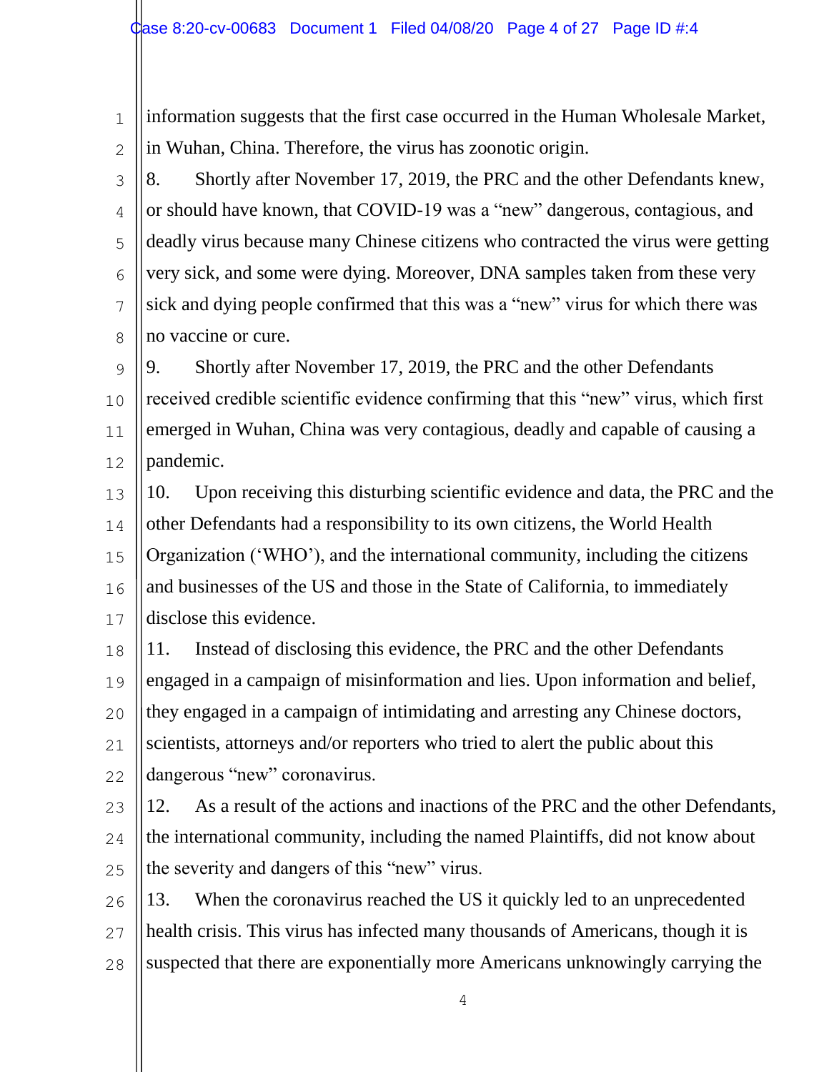information suggests that the first case occurred in the Human Wholesale Market, in Wuhan, China. Therefore, the virus has zoonotic origin.

8. Shortly after November 17, 2019, the PRC and the other Defendants knew, or should have known, that COVID-19 was a "new" dangerous, contagious, and deadly virus because many Chinese citizens who contracted the virus were getting very sick, and some were dying. Moreover, DNA samples taken from these very sick and dying people confirmed that this was a "new" virus for which there was no vaccine or cure.

9. Shortly after November 17, 2019, the PRC and the other Defendants received credible scientific evidence confirming that this "new" virus, which first emerged in Wuhan, China was very contagious, deadly and capable of causing a pandemic.

10. Upon receiving this disturbing scientific evidence and data, the PRC and the other Defendants had a responsibility to its own citizens, the World Health Organization ('WHO'), and the international community, including the citizens and businesses of the US and those in the State of California, to immediately disclose this evidence.

11. Instead of disclosing this evidence, the PRC and the other Defendants engaged in a campaign of misinformation and lies. Upon information and belief, they engaged in a campaign of intimidating and arresting any Chinese doctors, scientists, attorneys and/or reporters who tried to alert the public about this dangerous "new" coronavirus.

12. As a result of the actions and inactions of the PRC and the other Defendants, the international community, including the named Plaintiffs, did not know about the severity and dangers of this "new" virus.

13. When the coronavirus reached the US it quickly led to an unprecedented health crisis. This virus has infected many thousands of Americans, though it is suspected that there are exponentially more Americans unknowingly carrying the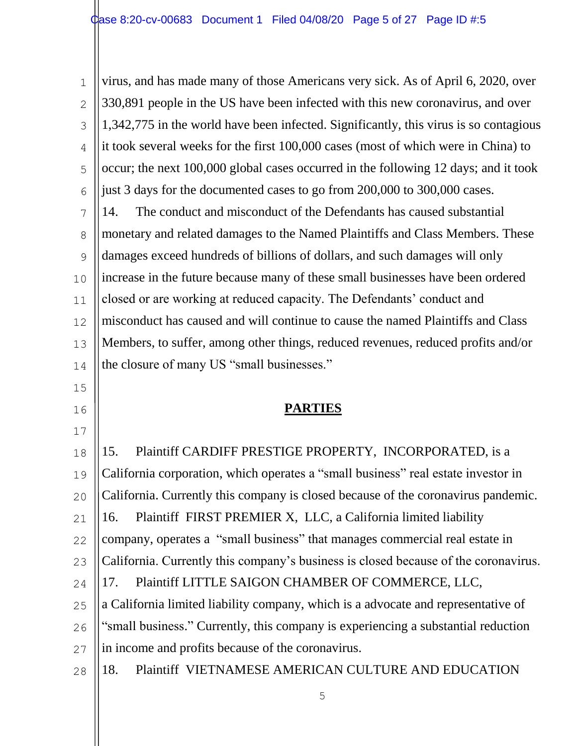virus, and has made many of those Americans very sick. As of April 6, 2020, over 330,891 people in the US have been infected with this new coronavirus, and over 1,342,775 in the world have been infected. Significantly, this virus is so contagious it took several weeks for the first 100,000 cases (most of which were in China) to occur; the next 100,000 global cases occurred in the following 12 days; and it took just 3 days for the documented cases to go from 200,000 to 300,000 cases.

14. The conduct and misconduct of the Defendants has caused substantial monetary and related damages to the Named Plaintiffs and Class Members. These damages exceed hundreds of billions of dollars, and such damages will only increase in the future because many of these small businesses have been ordered closed or are working at reduced capacity. The Defendants' conduct and misconduct has caused and will continue to cause the named Plaintiffs and Class Members, to suffer, among other things, reduced revenues, reduced profits and/or the closure of many US "small businesses."

## **PARTIES**

15. Plaintiff CARDIFF PRESTIGE PROPERTY, INCORPORATED, is a California corporation, which operates a "small business" real estate investor in California. Currently this company is closed because of the coronavirus pandemic.

16. Plaintiff FIRST PREMIER X, LLC, a California limited liability company, operates a "small business" that manages commercial real estate in California. Currently this company's business is closed because of the coronavirus.

17. Plaintiff LITTLE SAIGON CHAMBER OF COMMERCE, LLC, a California limited liability company, which is a advocate and representative of "small business." Currently, this company is experiencing a substantial reduction in income and profits because of the coronavirus.

18. Plaintiff VIETNAMESE AMERICAN CULTURE AND EDUCATION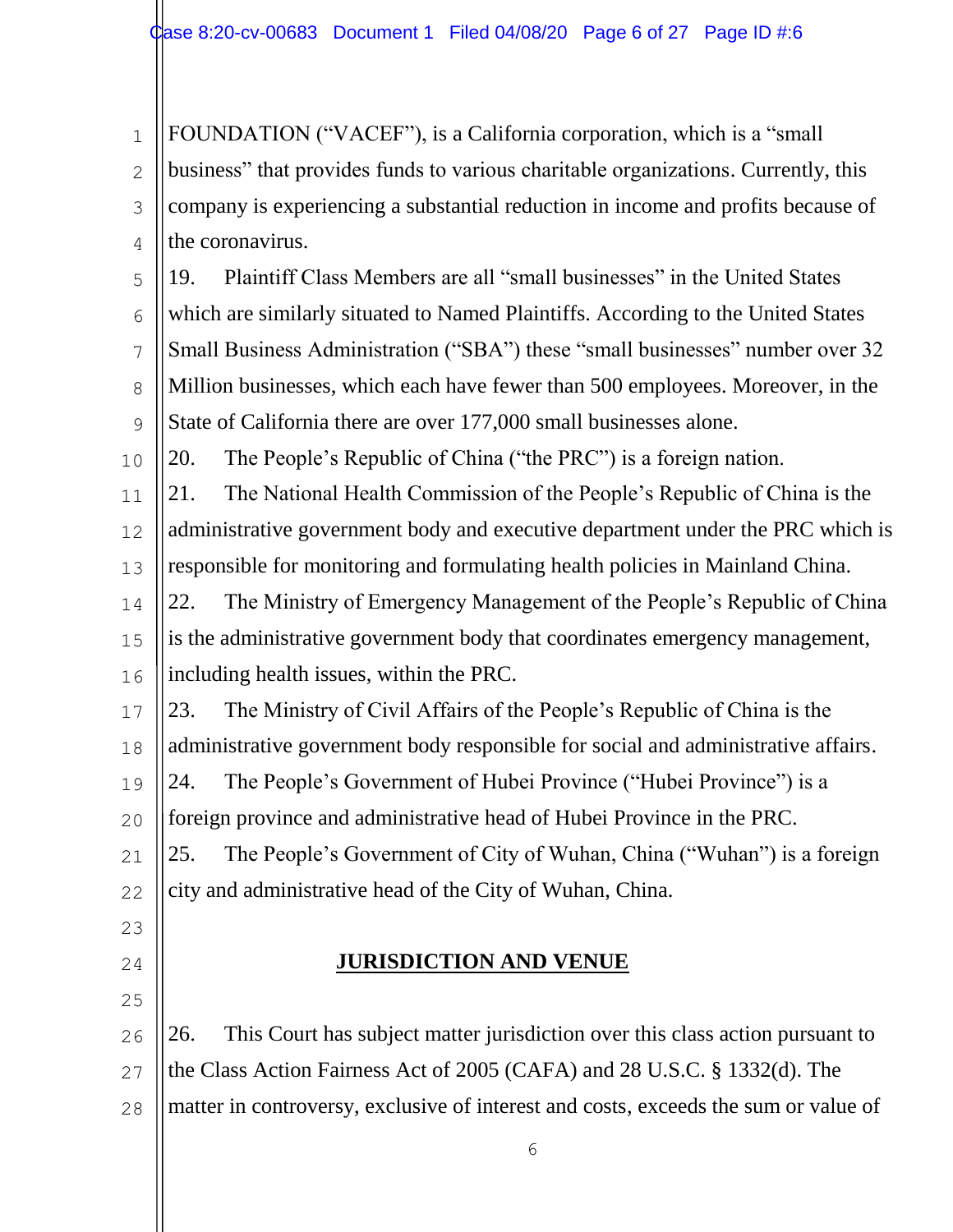FOUNDATION ("VACEF"), is a California corporation, which is a "small business" that provides funds to various charitable organizations. Currently, this company is experiencing a substantial reduction in income and profits because of the coronavirus.

19. Plaintiff Class Members are all "small businesses" in the United States which are similarly situated to Named Plaintiffs. According to the United States Small Business Administration ("SBA") these "small businesses" number over 32 Million businesses, which each have fewer than 500 employees. Moreover, in the State of California there are over 177,000 small businesses alone.

20. The People's Republic of China ("the PRC") is a foreign nation.

21. The National Health Commission of the People's Republic of China is the administrative government body and executive department under the PRC which is responsible for monitoring and formulating health policies in Mainland China.

22. The Ministry of Emergency Management of the People's Republic of China is the administrative government body that coordinates emergency management, including health issues, within the PRC.

23. The Ministry of Civil Affairs of the People's Republic of China is the administrative government body responsible for social and administrative affairs.

24. The People's Government of Hubei Province ("Hubei Province") is a foreign province and administrative head of Hubei Province in the PRC.

25. The People's Government of City of Wuhan, China ("Wuhan") is a foreign city and administrative head of the City of Wuhan, China.

## JURISDICTION AND VENUE

26. This Court has subject matter jurisdiction over this class action pursuant to the Class Action Fairness Act of 2005 (CAFA) and 28 U.S.C. § 1332(d). The matter in controversy, exclusive of interest and costs, exceeds the sum or value of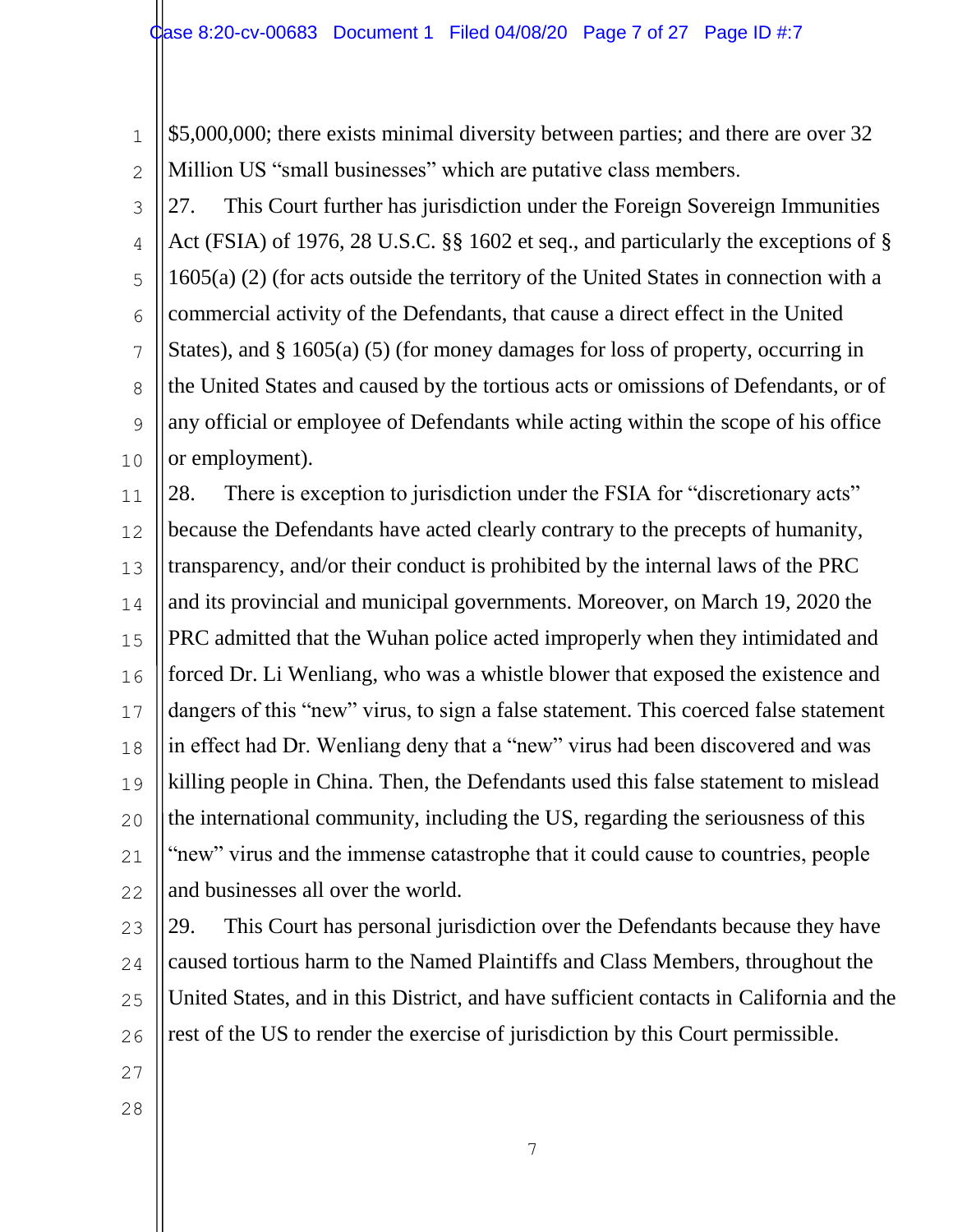$5,000,000; there exists minimal diversity between parties; and there are over 32 Million US "small businesses" which are putative class members.

27. This Court further has jurisdiction under the Foreign Sovereign Immunities Act (FSIA) of 1976, 28 U.S.C. §§ 1602 et seq., and particularly the exceptions of § 1605(a) (2) (for acts outside the territory of the United States in connection with a commercial activity of the Defendants, that cause a direct effect in the United States), and § 1605(a) (5) (for money damages for loss of property, occurring in the United States and caused by the tortious acts or omissions of Defendants, or of any official or employee of Defendants while acting within the scope of his office or employment).

28. There is exception to jurisdiction under the FSIA for "discretionary acts" because the Defendants have acted clearly contrary to the precepts of humanity, transparency, and/or their conduct is prohibited by the internal laws of the PRC and its provincial and municipal governments. Moreover, on March 19, 2020 the PRC admitted that the Wuhan police acted improperly when they intimidated and forced Dr. Li Wenliang, who was a whistle blower that exposed the existence and dangers of this "new" virus, to sign a false statement. This coerced false statement in effect had Dr. Wenliang deny that a "new" virus had been discovered and was killing people in China. Then, the Defendants used this false statement to mislead the international community, including the US, regarding the seriousness of this "new" virus and the immense catastrophe that it could cause to countries, people and businesses all over the world.

29. This Court has personal jurisdiction over the Defendants because they have caused tortious harm to the Named Plaintiffs and Class Members, throughout the United States, and in this District, and have sufficient contacts in California and the rest of the US to render the exercise of jurisdiction by this Court permissible.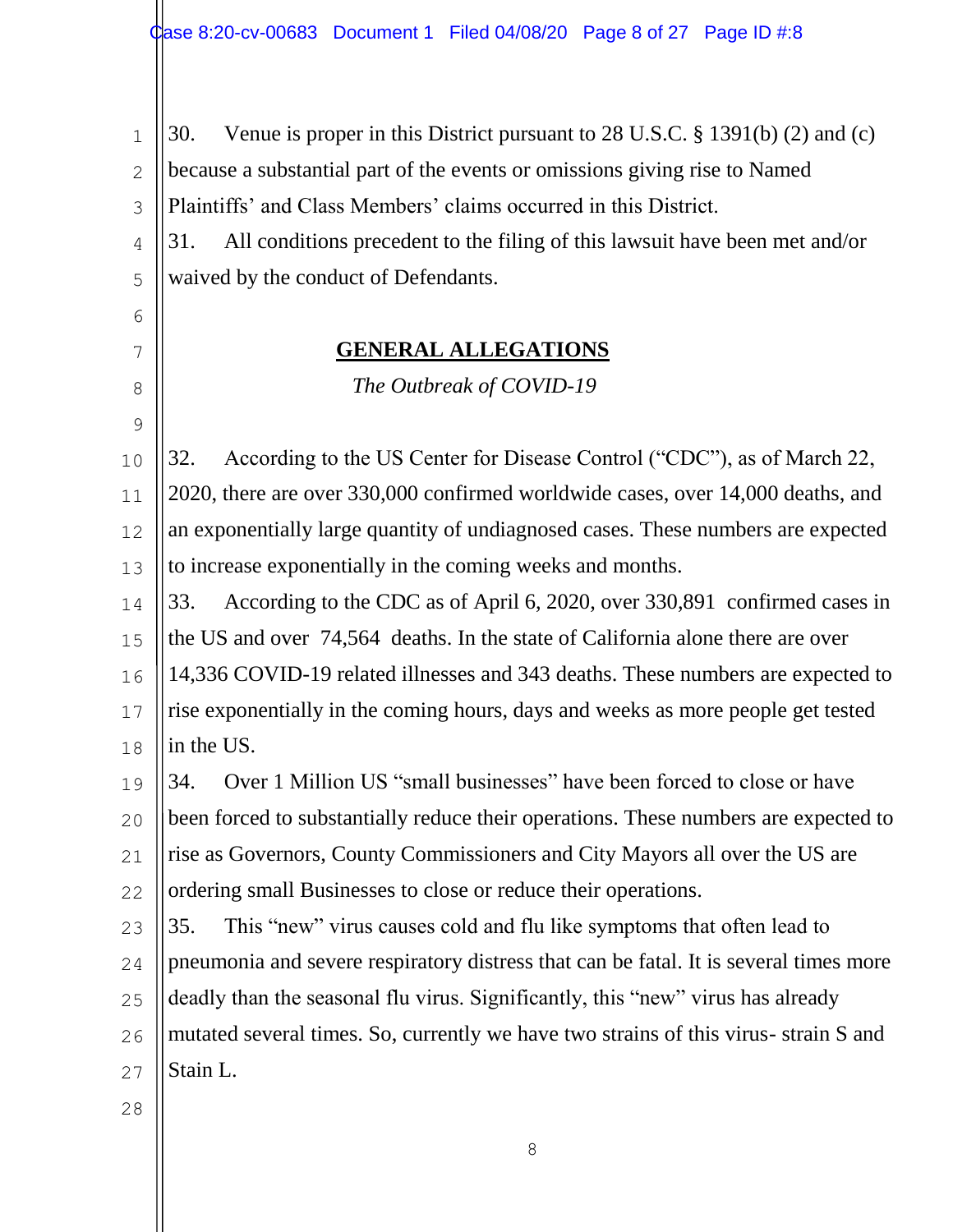30. Venue is proper in this District pursuant to 28 U.S.C. § 1391(b) (2) and (c) because a substantial part of the events or omissions giving rise to Named Plaintiffs' and Class Members' claims occurred in this District.

31. All conditions precedent to the filing of this lawsuit have been met and/or waived by the conduct of Defendants.

## GENERAL ALLEGATIONS

*The Outbreak of COVID-19*

32. According to the US Center for Disease Control ("CDC"), as of March 22, 2020, there are over 330,000 confirmed worldwide cases, over 14,000 deaths, and an exponentially large quantity of undiagnosed cases. These numbers are expected to increase exponentially in the coming weeks and months.

33. According to the CDC as of April 6, 2020, over 330,891 confirmed cases in the US and over 74,564 deaths. In the state of California alone there are over 14,336 COVID-19 related illnesses and 343 deaths. These numbers are expected to rise exponentially in the coming hours, days and weeks as more people get tested in the US.

34. Over 1 Million US "small businesses" have been forced to close or have been forced to substantially reduce their operations. These numbers are expected to rise as Governors, County Commissioners and City Mayors all over the US are ordering small Businesses to close or reduce their operations.

35. This "new" virus causes cold and flu like symptoms that often lead to pneumonia and severe respiratory distress that can be fatal. It is several times more deadly than the seasonal flu virus. Significantly, this "new" virus has already mutated several times. So, currently we have two strains of this virus- strain S and Stain L.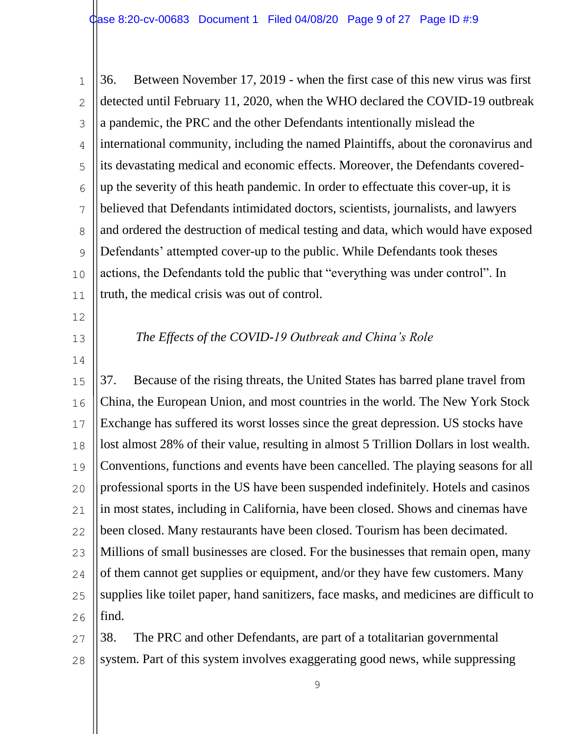36. Between November 17, 2019 - when the first case of this new virus was first detected until February 11, 2020, when the WHO declared the COVID-19 outbreak a pandemic, the PRC and the other Defendants intentionally mislead the international community, including the named Plaintiffs, about the coronavirus and its devastating medical and economic effects. Moreover, the Defendants covered-up the severity of this heath pandemic. In order to effectuate this cover-up, it is believed that Defendants intimidated doctors, scientists, journalists, and lawyers and ordered the destruction of medical testing and data, which would have exposed Defendants' attempted cover-up to the public. While Defendants took theses actions, the Defendants told the public that "everything was under control". In truth, the medical crisis was out of control.

*The Effects of the COVID-19 Outbreak and China's Role*

37. Because of the rising threats, the United States has barred plane travel from China, the European Union, and most countries in the world. The New York Stock Exchange has suffered its worst losses since the great depression. US stocks have lost almost 28% of their value, resulting in almost 5 Trillion Dollars in lost wealth. Conventions, functions and events have been cancelled. The playing seasons for all professional sports in the US have been suspended indefinitely. Hotels and casinos in most states, including in California, have been closed. Shows and cinemas have been closed. Many restaurants have been closed. Tourism has been decimated. Millions of small businesses are closed. For the businesses that remain open, many of them cannot get supplies or equipment, and/or they have few customers. Many supplies like toilet paper, hand sanitizers, face masks, and medicines are difficult to find.

38. The PRC and other Defendants, are part of a totalitarian governmental system. Part of this system involves exaggerating good news, while suppressing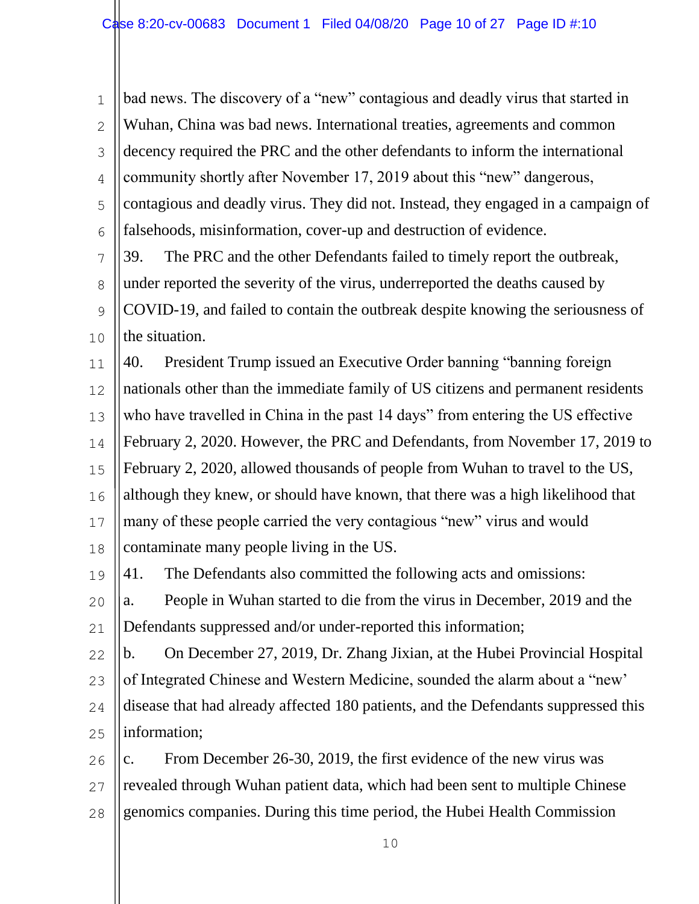bad news. The discovery of a "new" contagious and deadly virus that started in Wuhan, China was bad news. International treaties, agreements and common decency required the PRC and the other defendants to inform the international community shortly after November 17, 2019 about this "new" dangerous, contagious and deadly virus. They did not. Instead, they engaged in a campaign of falsehoods, misinformation, cover-up and destruction of evidence.

39. The PRC and the other Defendants failed to timely report the outbreak, under reported the severity of the virus, underreported the deaths caused by COVID-19, and failed to contain the outbreak despite knowing the seriousness of the situation.

40. President Trump issued an Executive Order banning "banning foreign nationals other than the immediate family of US citizens and permanent residents who have travelled in China in the past 14 days" from entering the US effective February 2, 2020. However, the PRC and Defendants, from November 17, 2019 to February 2, 2020, allowed thousands of people from Wuhan to travel to the US, although they knew, or should have known, that there was a high likelihood that many of these people carried the very contagious "new" virus and would contaminate many people living in the US.

41. The Defendants also committed the following acts and omissions:

a. People in Wuhan started to die from the virus in December, 2019 and the Defendants suppressed and/or under-reported this information;

b. On December 27, 2019, Dr. Zhang Jixian, at the Hubei Provincial Hospital of Integrated Chinese and Western Medicine, sounded the alarm about a "new' disease that had already affected 180 patients, and the Defendants suppressed this information;

c. From December 26-30, 2019, the first evidence of the new virus was revealed through Wuhan patient data, which had been sent to multiple Chinese genomics companies. During this time period, the Hubei Health Commission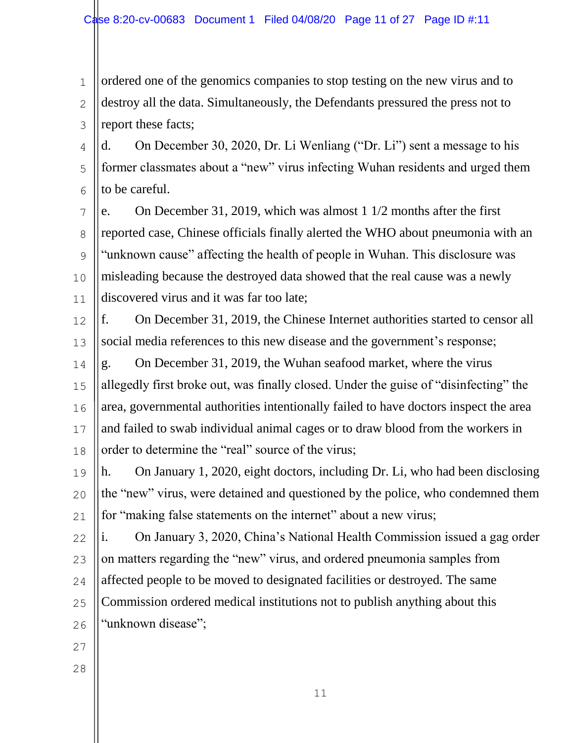ordered one of the genomics companies to stop testing on the new virus and to destroy all the data. Simultaneously, the Defendants pressured the press not to report these facts;

d. On December 30, 2020, Dr. Li Wenliang ("Dr. Li") sent a message to his former classmates about a "new" virus infecting Wuhan residents and urged them to be careful.

e. On December 31, 2019, which was almost 1 1/2 months after the first reported case, Chinese officials finally alerted the WHO about pneumonia with an "unknown cause" affecting the health of people in Wuhan. This disclosure was misleading because the destroyed data showed that the real cause was a newly discovered virus and it was far too late;

f. On December 31, 2019, the Chinese Internet authorities started to censor all social media references to this new disease and the government's response;

g. On December 31, 2019, the Wuhan seafood market, where the virus allegedly first broke out, was finally closed. Under the guise of "disinfecting" the area, governmental authorities intentionally failed to have doctors inspect the area and failed to swab individual animal cages or to draw blood from the workers in order to determine the "real" source of the virus;

h. On January 1, 2020, eight doctors, including Dr. Li, who had been disclosing the "new" virus, were detained and questioned by the police, who condemned them for "making false statements on the internet" about a new virus;

i. On January 3, 2020, China's National Health Commission issued a gag order on matters regarding the "new" virus, and ordered pneumonia samples from affected people to be moved to designated facilities or destroyed. The same Commission ordered medical institutions not to publish anything about this "unknown disease";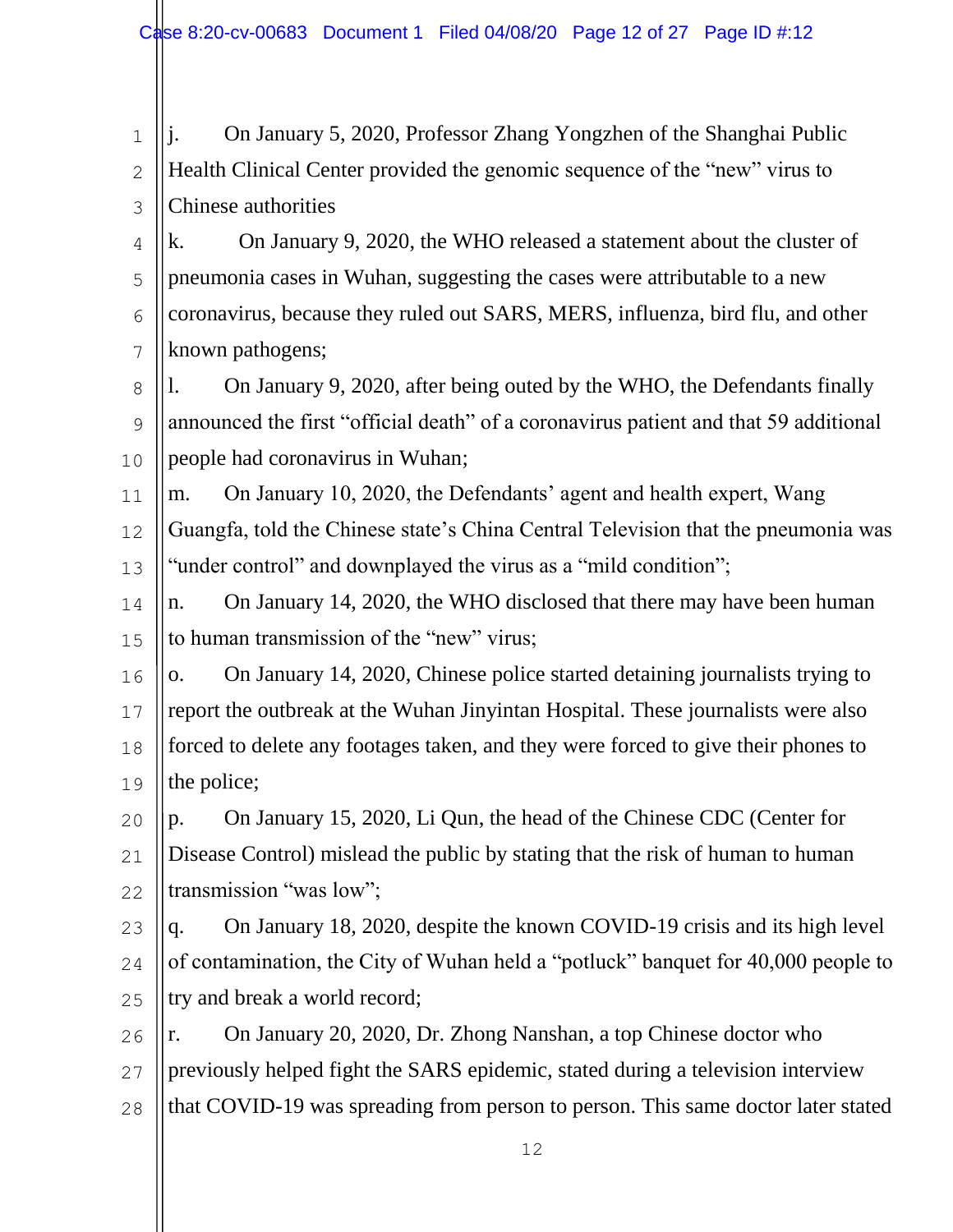j. On January 5, 2020, Professor Zhang Yongzhen of the Shanghai Public Health Clinical Center provided the genomic sequence of the "new" virus to Chinese authorities

k. On January 9, 2020, the WHO released a statement about the cluster of pneumonia cases in Wuhan, suggesting the cases were attributable to a new coronavirus, because they ruled out SARS, MERS, influenza, bird flu, and other known pathogens;

l. On January 9, 2020, after being outed by the WHO, the Defendants finally announced the first "official death" of a coronavirus patient and that 59 additional people had coronavirus in Wuhan;

m. On January 10, 2020, the Defendants' agent and health expert, Wang Guangfa, told the Chinese state's China Central Television that the pneumonia was "under control" and downplayed the virus as a "mild condition";

n. On January 14, 2020, the WHO disclosed that there may have been human to human transmission of the "new" virus;

o. On January 14, 2020, Chinese police started detaining journalists trying to report the outbreak at the Wuhan Jinyintan Hospital. These journalists were also forced to delete any footages taken, and they were forced to give their phones to the police;

p. On January 15, 2020, Li Qun, the head of the Chinese CDC (Center for Disease Control) mislead the public by stating that the risk of human to human transmission "was low";

q. On January 18, 2020, despite the known COVID-19 crisis and its high level of contamination, the City of Wuhan held a "potluck" banquet for 40,000 people to try and break a world record;

r. On January 20, 2020, Dr. Zhong Nanshan, a top Chinese doctor who previously helped fight the SARS epidemic, stated during a television interview that COVID-19 was spreading from person to person. This same doctor later stated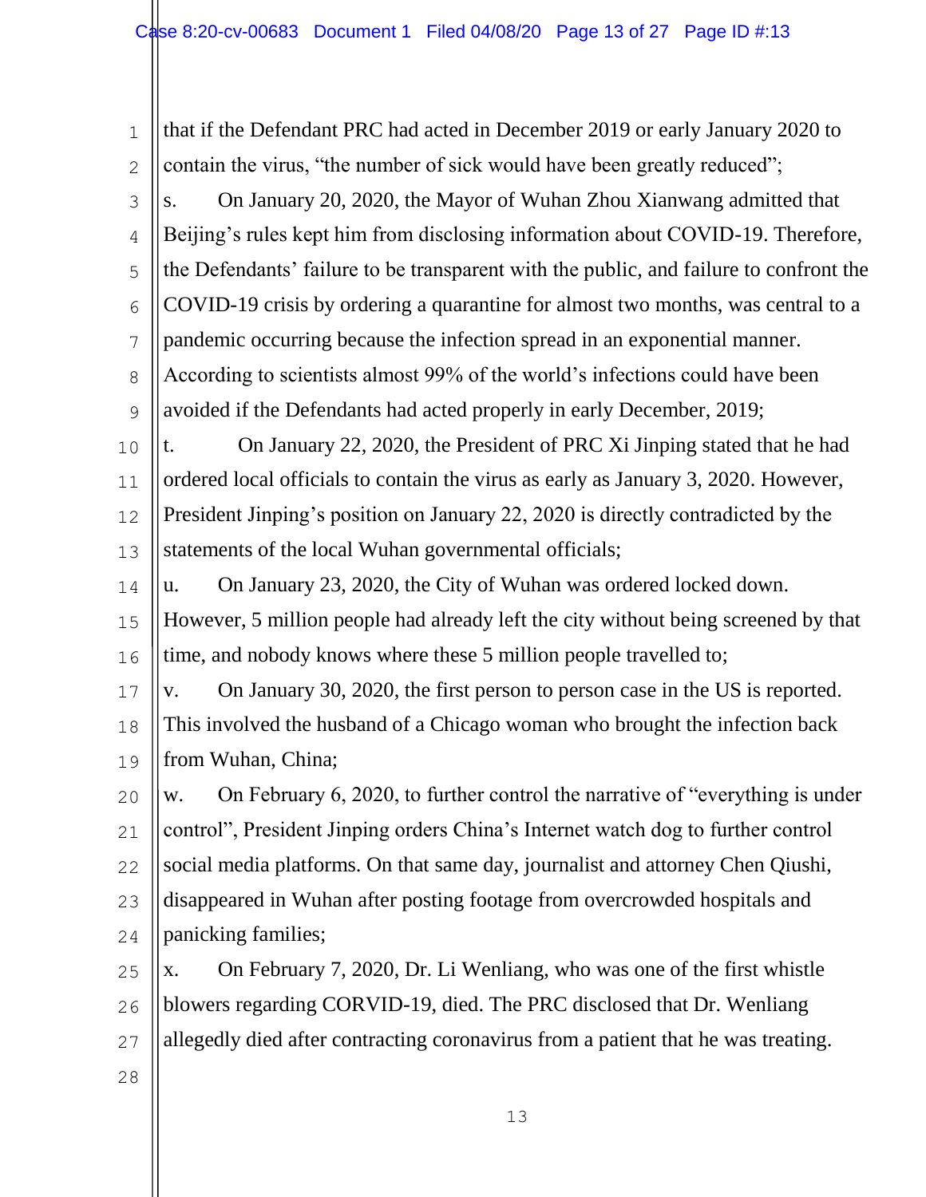that if the Defendant PRC had acted in December 2019 or early January 2020 to contain the virus, "the number of sick would have been greatly reduced";

s. On January 20, 2020, the Mayor of Wuhan Zhou Xianwang admitted that Beijing's rules kept him from disclosing information about COVID-19. Therefore, the Defendants' failure to be transparent with the public, and failure to confront the COVID-19 crisis by ordering a quarantine for almost two months, was central to a pandemic occurring because the infection spread in an exponential manner. According to scientists almost 99% of the world's infections could have been avoided if the Defendants had acted properly in early December, 2019;

t. On January 22, 2020, the President of PRC Xi Jinping stated that he had ordered local officials to contain the virus as early as January 3, 2020. However, President Jinping's position on January 22, 2020 is directly contradicted by the statements of the local Wuhan governmental officials;

u. On January 23, 2020, the City of Wuhan was ordered locked down. However, 5 million people had already left the city without being screened by that time, and nobody knows where these 5 million people travelled to;

v. On January 30, 2020, the first person to person case in the US is reported. This involved the husband of a Chicago woman who brought the infection back from Wuhan, China;

w. On February 6, 2020, to further control the narrative of "everything is under control", President Jinping orders China's Internet watch dog to further control social media platforms. On that same day, journalist and attorney Chen Qiushi, disappeared in Wuhan after posting footage from overcrowded hospitals and panicking families;

x. On February 7, 2020, Dr. Li Wenliang, who was one of the first whistle blowers regarding CORVID-19, died. The PRC disclosed that Dr. Wenliang allegedly died after contracting coronavirus from a patient that he was treating.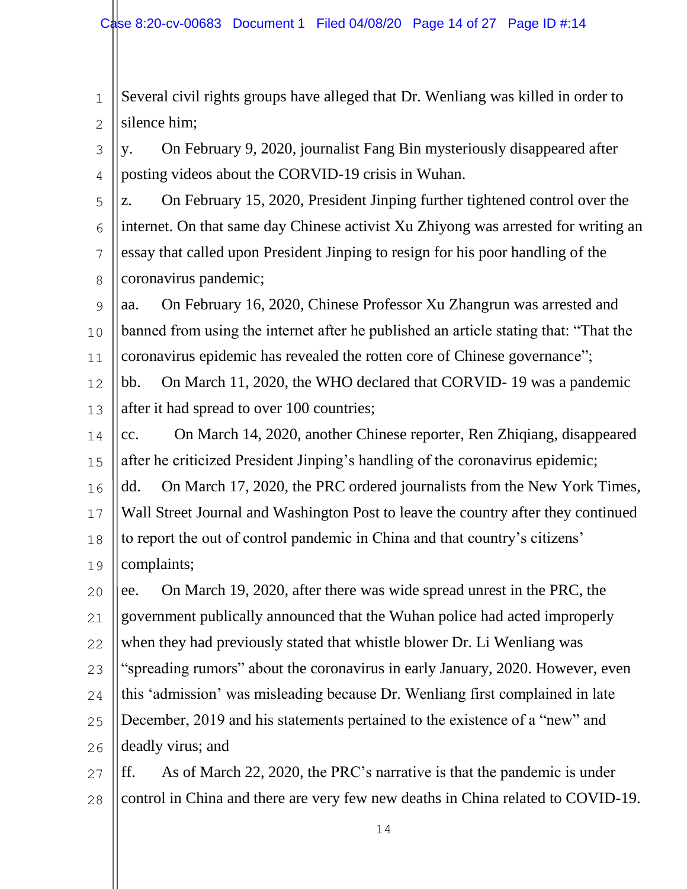Several civil rights groups have alleged that Dr. Wenliang was killed in order to silence him;

y. On February 9, 2020, journalist Fang Bin mysteriously disappeared after posting videos about the CORVID-19 crisis in Wuhan.

z. On February 15, 2020, President Jinping further tightened control over the internet. On that same day Chinese activist Xu Zhiyong was arrested for writing an essay that called upon President Jinping to resign for his poor handling of the coronavirus pandemic;

aa. On February 16, 2020, Chinese Professor Xu Zhangrun was arrested and banned from using the internet after he published an article stating that: "That the coronavirus epidemic has revealed the rotten core of Chinese governance";

bb. On March 11, 2020, the WHO declared that CORVID- 19 was a pandemic after it had spread to over 100 countries;

cc. On March 14, 2020, another Chinese reporter, Ren Zhiqiang, disappeared after he criticized President Jinping's handling of the coronavirus epidemic;

dd. On March 17, 2020, the PRC ordered journalists from the New York Times, Wall Street Journal and Washington Post to leave the country after they continued to report the out of control pandemic in China and that country's citizens' complaints;

ee. On March 19, 2020, after there was wide spread unrest in the PRC, the government publically announced that the Wuhan police had acted improperly when they had previously stated that whistle blower Dr. Li Wenliang was "spreading rumors" about the coronavirus in early January, 2020. However, even this 'admission' was misleading because Dr. Wenliang first complained in late December, 2019 and his statements pertained to the existence of a "new" and deadly virus; and

ff. As of March 22, 2020, the PRC's narrative is that the pandemic is under control in China and there are very few new deaths in China related to COVID-19.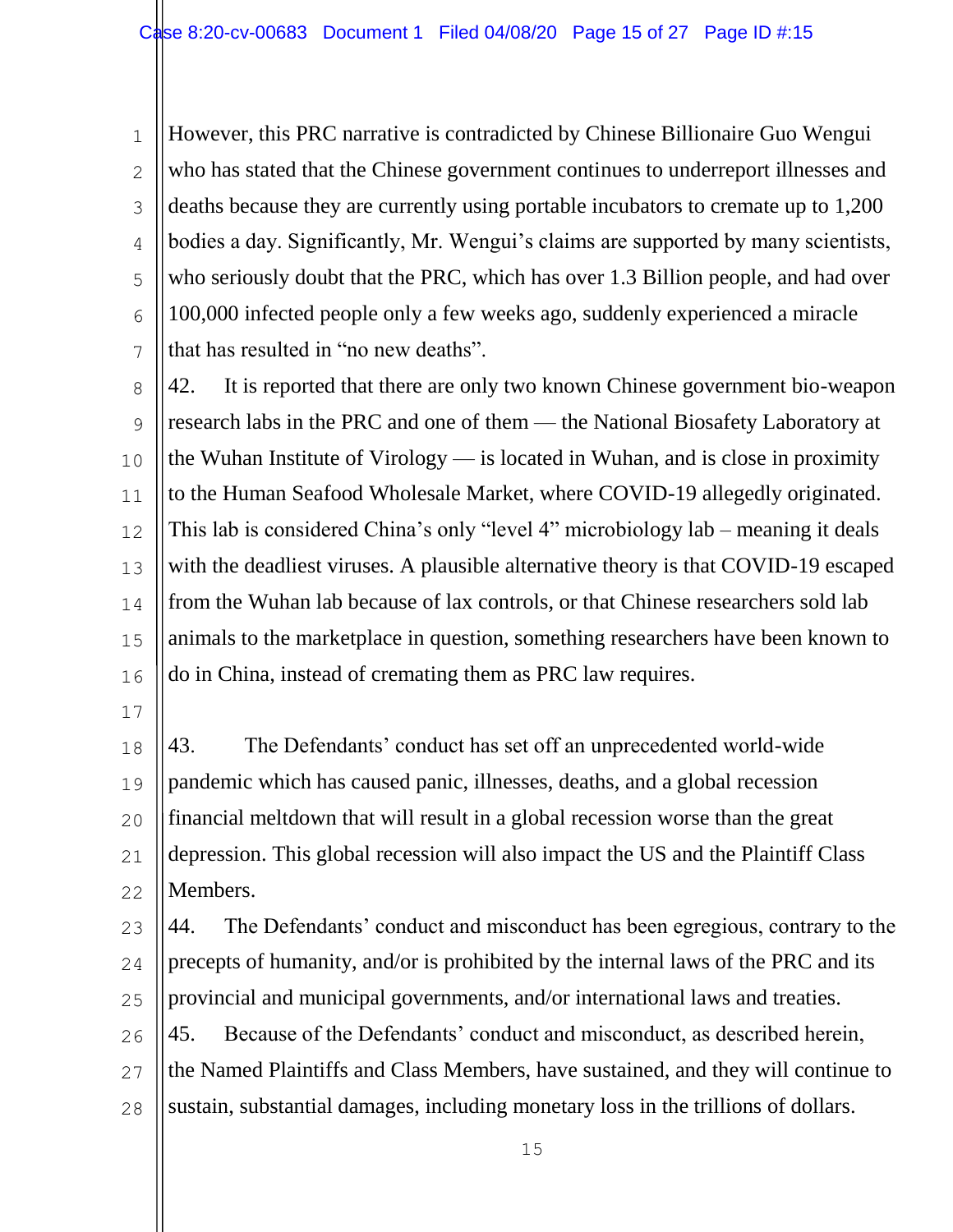However, this PRC narrative is contradicted by Chinese Billionaire Guo Wengui who has stated that the Chinese government continues to underreport illnesses and deaths because they are currently using portable incubators to cremate up to 1,200 bodies a day. Significantly, Mr. Wengui's claims are supported by many scientists, who seriously doubt that the PRC, which has over 1.3 Billion people, and had over 100,000 infected people only a few weeks ago, suddenly experienced a miracle that has resulted in "no new deaths".

42. It is reported that there are only two known Chinese government bio-weapon research labs in the PRC and one of them — the National Biosafety Laboratory at the Wuhan Institute of Virology — is located in Wuhan, and is close in proximity to the Human Seafood Wholesale Market, where COVID-19 allegedly originated. This lab is considered China's only "level 4" microbiology lab – meaning it deals with the deadliest viruses. A plausible alternative theory is that COVID-19 escaped from the Wuhan lab because of lax controls, or that Chinese researchers sold lab animals to the marketplace in question, something researchers have been known to do in China, instead of cremating them as PRC law requires.

43. The Defendants' conduct has set off an unprecedented world-wide pandemic which has caused panic, illnesses, deaths, and a global recession financial meltdown that will result in a global recession worse than the great depression. This global recession will also impact the US and the Plaintiff Class Members.

44. The Defendants' conduct and misconduct has been egregious, contrary to the precepts of humanity, and/or is prohibited by the internal laws of the PRC and its provincial and municipal governments, and/or international laws and treaties.

45. Because of the Defendants' conduct and misconduct, as described herein, the Named Plaintiffs and Class Members, have sustained, and they will continue to sustain, substantial damages, including monetary loss in the trillions of dollars.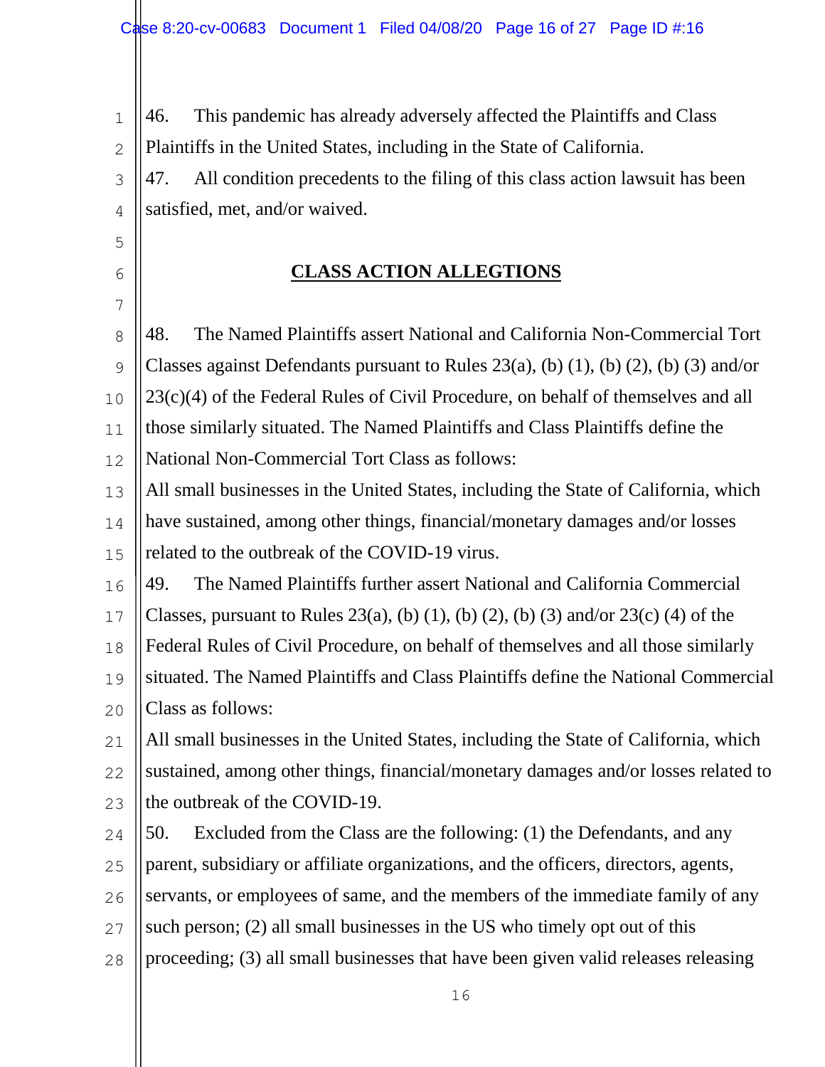46. This pandemic has already adversely affected the Plaintiffs and Class Plaintiffs in the United States, including in the State of California.

47. All condition precedents to the filing of this class action lawsuit has been satisfied, met, and/or waived.

## CLASS ACTION ALLEGTIONS

48. The Named Plaintiffs assert National and California Non-Commercial Tort Classes against Defendants pursuant to Rules 23(a), (b) (1), (b) (2), (b) (3) and/or 23(c)(4) of the Federal Rules of Civil Procedure, on behalf of themselves and all those similarly situated. The Named Plaintiffs and Class Plaintiffs define the National Non-Commercial Tort Class as follows:

All small businesses in the United States, including the State of California, which have sustained, among other things, financial/monetary damages and/or losses related to the outbreak of the COVID-19 virus.

49. The Named Plaintiffs further assert National and California Commercial Classes, pursuant to Rules 23(a), (b) (1), (b) (2), (b) (3) and/or 23(c) (4) of the Federal Rules of Civil Procedure, on behalf of themselves and all those similarly situated. The Named Plaintiffs and Class Plaintiffs define the National Commercial Class as follows:

All small businesses in the United States, including the State of California, which sustained, among other things, financial/monetary damages and/or losses related to the outbreak of the COVID-19.

50. Excluded from the Class are the following: (1) the Defendants, and any parent, subsidiary or affiliate organizations, and the officers, directors, agents, servants, or employees of same, and the members of the immediate family of any such person; (2) all small businesses in the US who timely opt out of this proceeding; (3) all small businesses that have been given valid releases releasing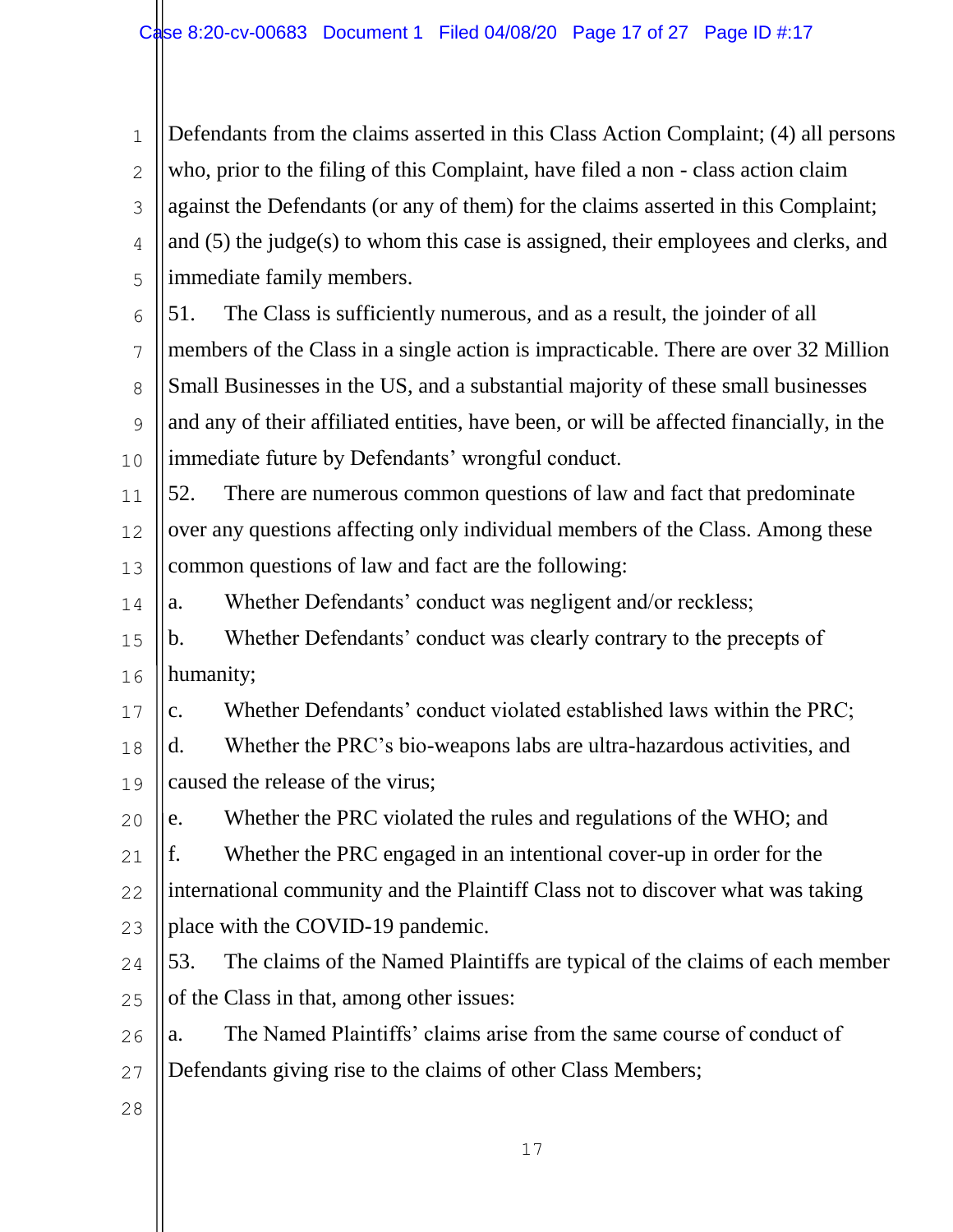Defendants from the claims asserted in this Class Action Complaint; (4) all persons who, prior to the filing of this Complaint, have filed a non - class action claim against the Defendants (or any of them) for the claims asserted in this Complaint; and (5) the judge(s) to whom this case is assigned, their employees and clerks, and immediate family members.

51. The Class is sufficiently numerous, and as a result, the joinder of all members of the Class in a single action is impracticable. There are over 32 Million Small Businesses in the US, and a substantial majority of these small businesses and any of their affiliated entities, have been, or will be affected financially, in the immediate future by Defendants' wrongful conduct.

52. There are numerous common questions of law and fact that predominate over any questions affecting only individual members of the Class. Among these common questions of law and fact are the following:

a. Whether Defendants' conduct was negligent and/or reckless;

b. Whether Defendants' conduct was clearly contrary to the precepts of humanity;

c. Whether Defendants' conduct violated established laws within the PRC;

d. Whether the PRC's bio-weapons labs are ultra-hazardous activities, and caused the release of the virus;

e. Whether the PRC violated the rules and regulations of the WHO; and

f. Whether the PRC engaged in an intentional cover-up in order for the international community and the Plaintiff Class not to discover what was taking place with the COVID-19 pandemic.

53. The claims of the Named Plaintiffs are typical of the claims of each member of the Class in that, among other issues:

a. The Named Plaintiffs' claims arise from the same course of conduct of Defendants giving rise to the claims of other Class Members;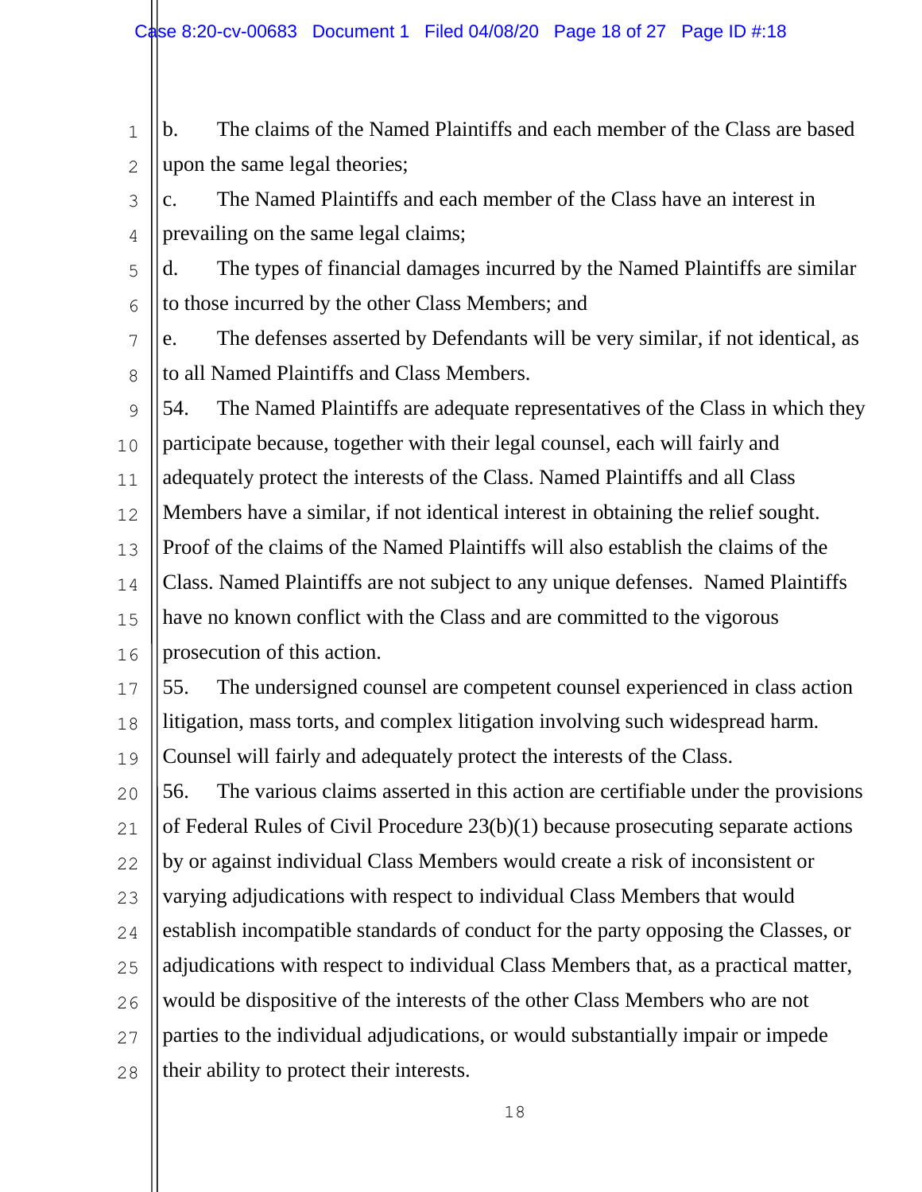b. The claims of the Named Plaintiffs and each member of the Class are based upon the same legal theories;

c. The Named Plaintiffs and each member of the Class have an interest in prevailing on the same legal claims;

d. The types of financial damages incurred by the Named Plaintiffs are similar to those incurred by the other Class Members; and

e. The defenses asserted by Defendants will be very similar, if not identical, as to all Named Plaintiffs and Class Members.

54. The Named Plaintiffs are adequate representatives of the Class in which they participate because, together with their legal counsel, each will fairly and adequately protect the interests of the Class. Named Plaintiffs and all Class Members have a similar, if not identical interest in obtaining the relief sought. Proof of the claims of the Named Plaintiffs will also establish the claims of the Class. Named Plaintiffs are not subject to any unique defenses. Named Plaintiffs have no known conflict with the Class and are committed to the vigorous prosecution of this action.

55. The undersigned counsel are competent counsel experienced in class action litigation, mass torts, and complex litigation involving such widespread harm. Counsel will fairly and adequately protect the interests of the Class.

56. The various claims asserted in this action are certifiable under the provisions of Federal Rules of Civil Procedure 23(b)(1) because prosecuting separate actions by or against individual Class Members would create a risk of inconsistent or varying adjudications with respect to individual Class Members that would establish incompatible standards of conduct for the party opposing the Classes, or adjudications with respect to individual Class Members that, as a practical matter, would be dispositive of the interests of the other Class Members who are not parties to the individual adjudications, or would substantially impair or impede their ability to protect their interests.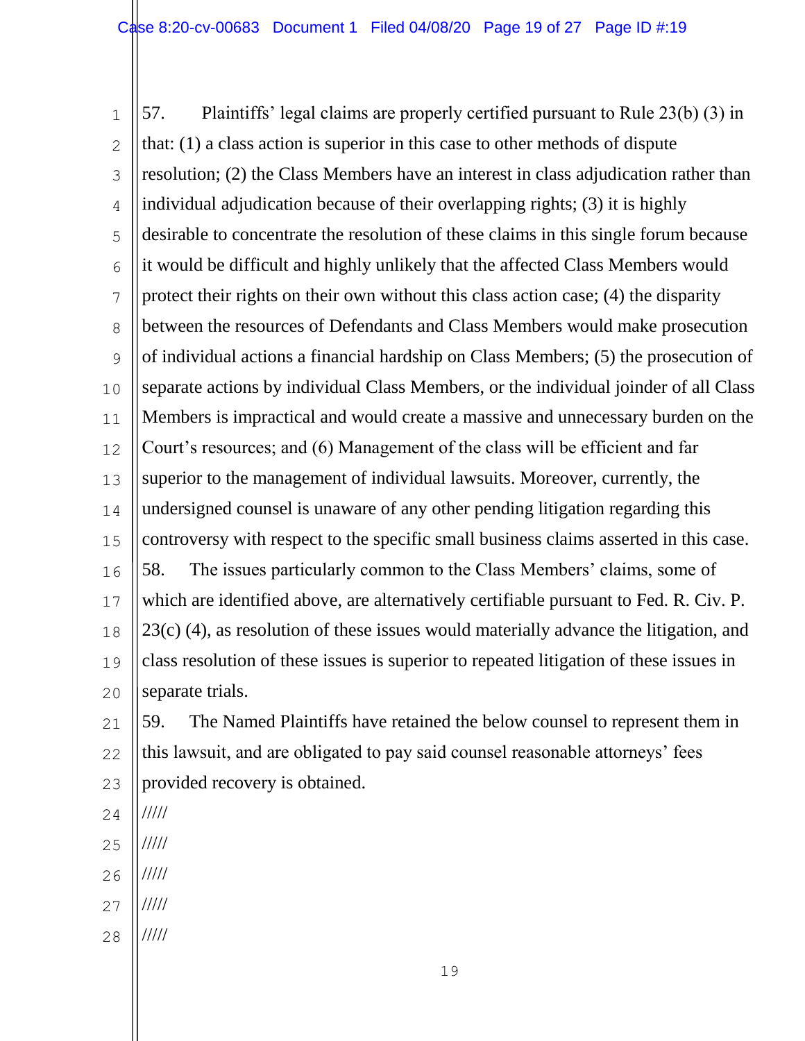57. Plaintiffs' legal claims are properly certified pursuant to Rule 23(b) (3) in that: (1) a class action is superior in this case to other methods of dispute resolution; (2) the Class Members have an interest in class adjudication rather than individual adjudication because of their overlapping rights; (3) it is highly desirable to concentrate the resolution of these claims in this single forum because it would be difficult and highly unlikely that the affected Class Members would protect their rights on their own without this class action case; (4) the disparity between the resources of Defendants and Class Members would make prosecution of individual actions a financial hardship on Class Members; (5) the prosecution of separate actions by individual Class Members, or the individual joinder of all Class Members is impractical and would create a massive and unnecessary burden on the Court's resources; and (6) Management of the class will be efficient and far superior to the management of individual lawsuits. Moreover, currently, the undersigned counsel is unaware of any other pending litigation regarding this controversy with respect to the specific small business claims asserted in this case.

58. The issues particularly common to the Class Members' claims, some of which are identified above, are alternatively certifiable pursuant to Fed. R. Civ. P. 23(c) (4), as resolution of these issues would materially advance the litigation, and class resolution of these issues is superior to repeated litigation of these issues in separate trials.

59. The Named Plaintiffs have retained the below counsel to represent them in this lawsuit, and are obligated to pay said counsel reasonable attorneys' fees provided recovery is obtained.

/////

/////

/////

/////

/////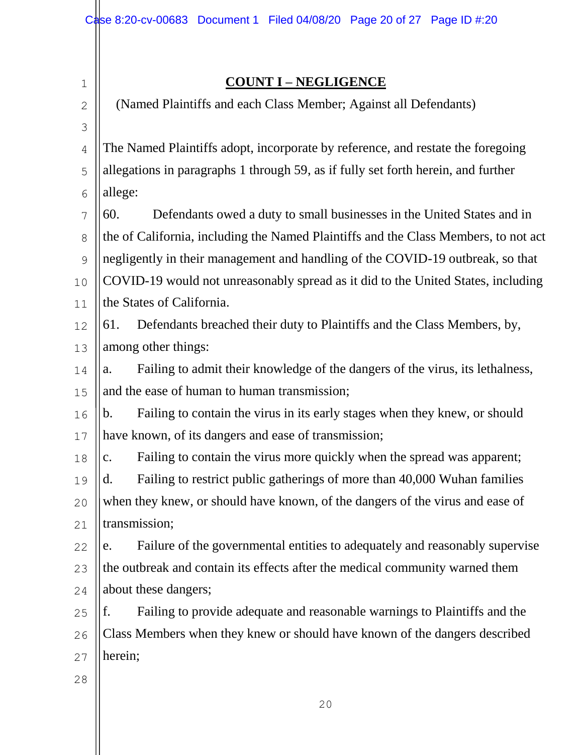## COUNT I – NEGLIGENCE

(Named Plaintiffs and each Class Member; Against all Defendants)

The Named Plaintiffs adopt, incorporate by reference, and restate the foregoing allegations in paragraphs 1 through 59, as if fully set forth herein, and further allege:

60. Defendants owed a duty to small businesses in the United States and in the of California, including the Named Plaintiffs and the Class Members, to not act negligently in their management and handling of the COVID-19 outbreak, so that COVID-19 would not unreasonably spread as it did to the United States, including the States of California.

61. Defendants breached their duty to Plaintiffs and the Class Members, by, among other things:

a. Failing to admit their knowledge of the dangers of the virus, its lethalness, and the ease of human to human transmission;

b. Failing to contain the virus in its early stages when they knew, or should have known, of its dangers and ease of transmission;

c. Failing to contain the virus more quickly when the spread was apparent;

d. Failing to restrict public gatherings of more than 40,000 Wuhan families when they knew, or should have known, of the dangers of the virus and ease of transmission;

e. Failure of the governmental entities to adequately and reasonably supervise the outbreak and contain its effects after the medical community warned them about these dangers;

f. Failing to provide adequate and reasonable warnings to Plaintiffs and the Class Members when they knew or should have known of the dangers described herein;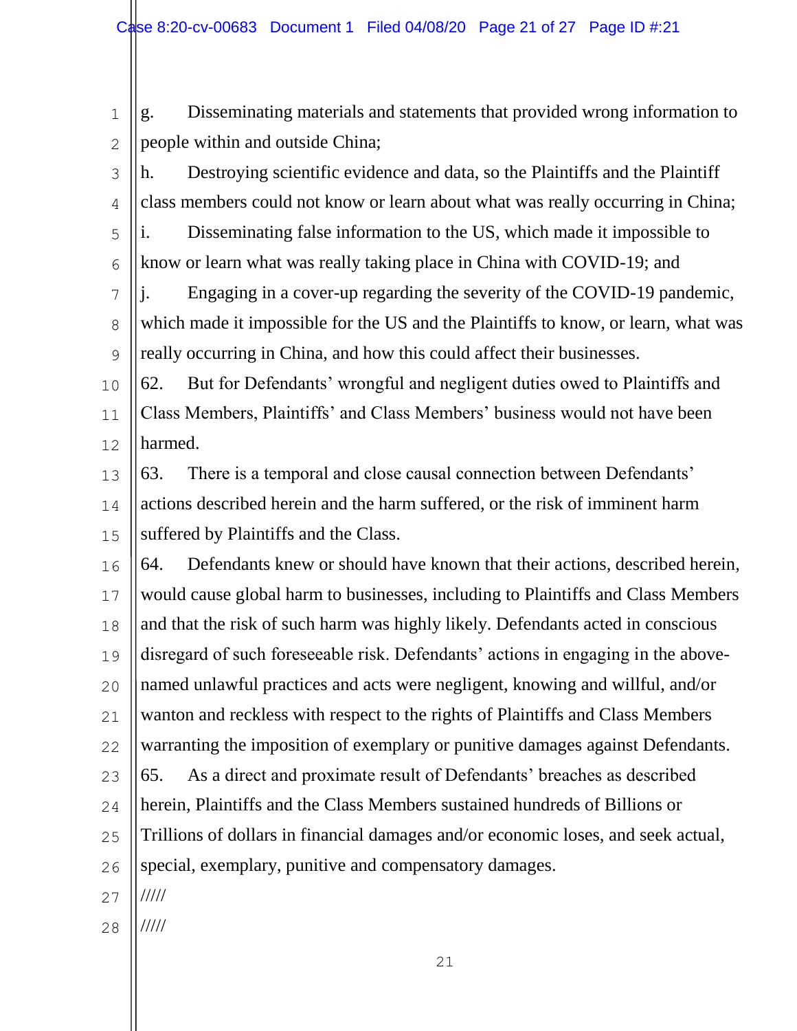g. Disseminating materials and statements that provided wrong information to people within and outside China;

h. Destroying scientific evidence and data, so the Plaintiffs and the Plaintiff class members could not know or learn about what was really occurring in China;

i. Disseminating false information to the US, which made it impossible to know or learn what was really taking place in China with COVID-19; and

j. Engaging in a cover-up regarding the severity of the COVID-19 pandemic, which made it impossible for the US and the Plaintiffs to know, or learn, what was really occurring in China, and how this could affect their businesses.

62. But for Defendants' wrongful and negligent duties owed to Plaintiffs and Class Members, Plaintiffs' and Class Members' business would not have been harmed.

63. There is a temporal and close causal connection between Defendants' actions described herein and the harm suffered, or the risk of imminent harm suffered by Plaintiffs and the Class.

64. Defendants knew or should have known that their actions, described herein, would cause global harm to businesses, including to Plaintiffs and Class Members and that the risk of such harm was highly likely. Defendants acted in conscious disregard of such foreseeable risk. Defendants' actions in engaging in the above-named unlawful practices and acts were negligent, knowing and willful, and/or wanton and reckless with respect to the rights of Plaintiffs and Class Members warranting the imposition of exemplary or punitive damages against Defendants.

65. As a direct and proximate result of Defendants' breaches as described herein, Plaintiffs and the Class Members sustained hundreds of Billions or Trillions of dollars in financial damages and/or economic loses, and seek actual, special, exemplary, punitive and compensatory damages.

/////

/////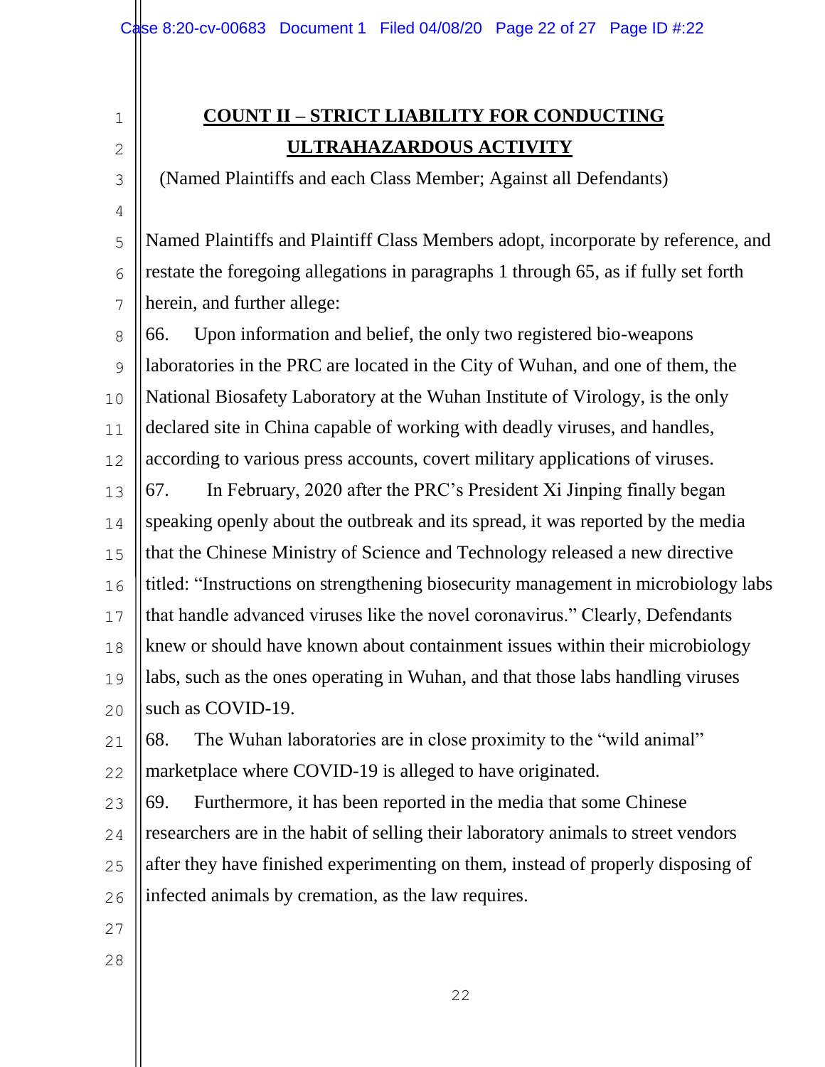## COUNT II – STRICT LIABILITY FOR CONDUCTING ULTRAHAZARDOUS ACTIVITY

(Named Plaintiffs and each Class Member; Against all Defendants)

Named Plaintiffs and Plaintiff Class Members adopt, incorporate by reference, and restate the foregoing allegations in paragraphs 1 through 65, as if fully set forth herein, and further allege:

66. Upon information and belief, the only two registered bio-weapons laboratories in the PRC are located in the City of Wuhan, and one of them, the National Biosafety Laboratory at the Wuhan Institute of Virology, is the only declared site in China capable of working with deadly viruses, and handles, according to various press accounts, covert military applications of viruses.

67. In February, 2020 after the PRC's President Xi Jinping finally began speaking openly about the outbreak and its spread, it was reported by the media that the Chinese Ministry of Science and Technology released a new directive titled: "Instructions on strengthening biosecurity management in microbiology labs that handle advanced viruses like the novel coronavirus." Clearly, Defendants knew or should have known about containment issues within their microbiology labs, such as the ones operating in Wuhan, and that those labs handling viruses such as COVID-19.

68. The Wuhan laboratories are in close proximity to the "wild animal" marketplace where COVID-19 is alleged to have originated.

69. Furthermore, it has been reported in the media that some Chinese researchers are in the habit of selling their laboratory animals to street vendors after they have finished experimenting on them, instead of properly disposing of infected animals by cremation, as the law requires.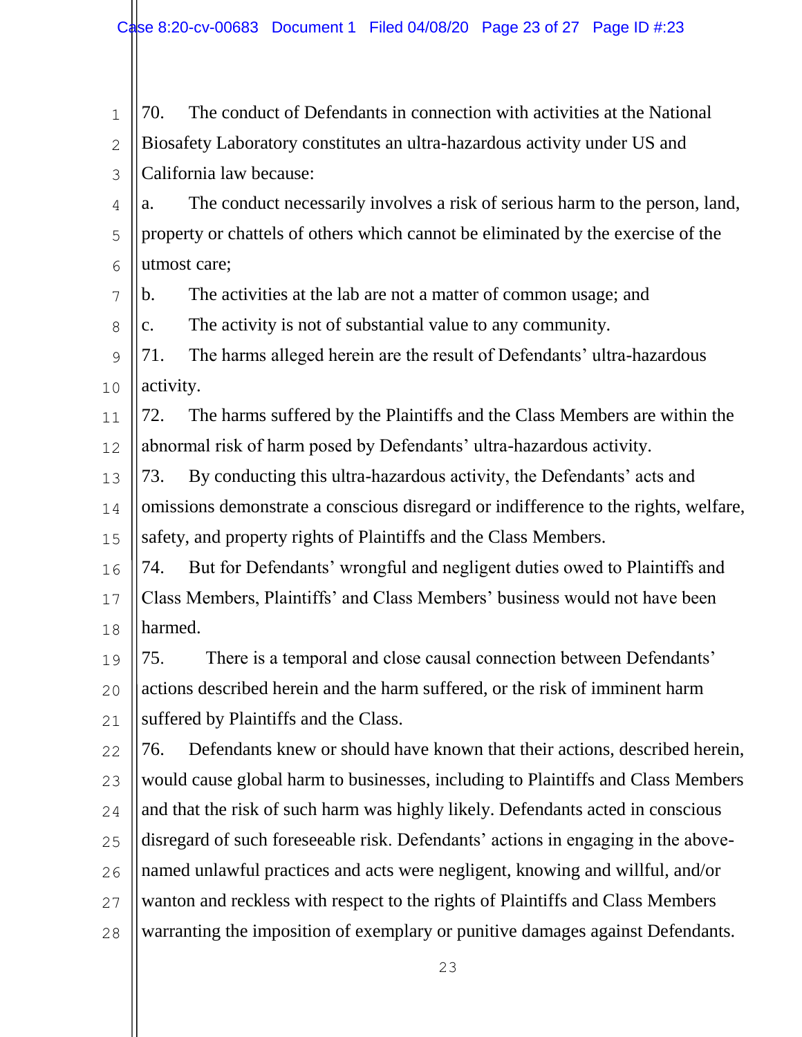70. The conduct of Defendants in connection with activities at the National Biosafety Laboratory constitutes an ultra-hazardous activity under US and California law because:

a. The conduct necessarily involves a risk of serious harm to the person, land, property or chattels of others which cannot be eliminated by the exercise of the utmost care;

b. The activities at the lab are not a matter of common usage; and

c. The activity is not of substantial value to any community.

71. The harms alleged herein are the result of Defendants' ultra-hazardous activity.

72. The harms suffered by the Plaintiffs and the Class Members are within the abnormal risk of harm posed by Defendants' ultra-hazardous activity.

73. By conducting this ultra-hazardous activity, the Defendants' acts and omissions demonstrate a conscious disregard or indifference to the rights, welfare, safety, and property rights of Plaintiffs and the Class Members.

74. But for Defendants' wrongful and negligent duties owed to Plaintiffs and Class Members, Plaintiffs' and Class Members' business would not have been harmed.

75. There is a temporal and close causal connection between Defendants' actions described herein and the harm suffered, or the risk of imminent harm suffered by Plaintiffs and the Class.

76. Defendants knew or should have known that their actions, described herein, would cause global harm to businesses, including to Plaintiffs and Class Members and that the risk of such harm was highly likely. Defendants acted in conscious disregard of such foreseeable risk. Defendants' actions in engaging in the above-named unlawful practices and acts were negligent, knowing and willful, and/or wanton and reckless with respect to the rights of Plaintiffs and Class Members warranting the imposition of exemplary or punitive damages against Defendants.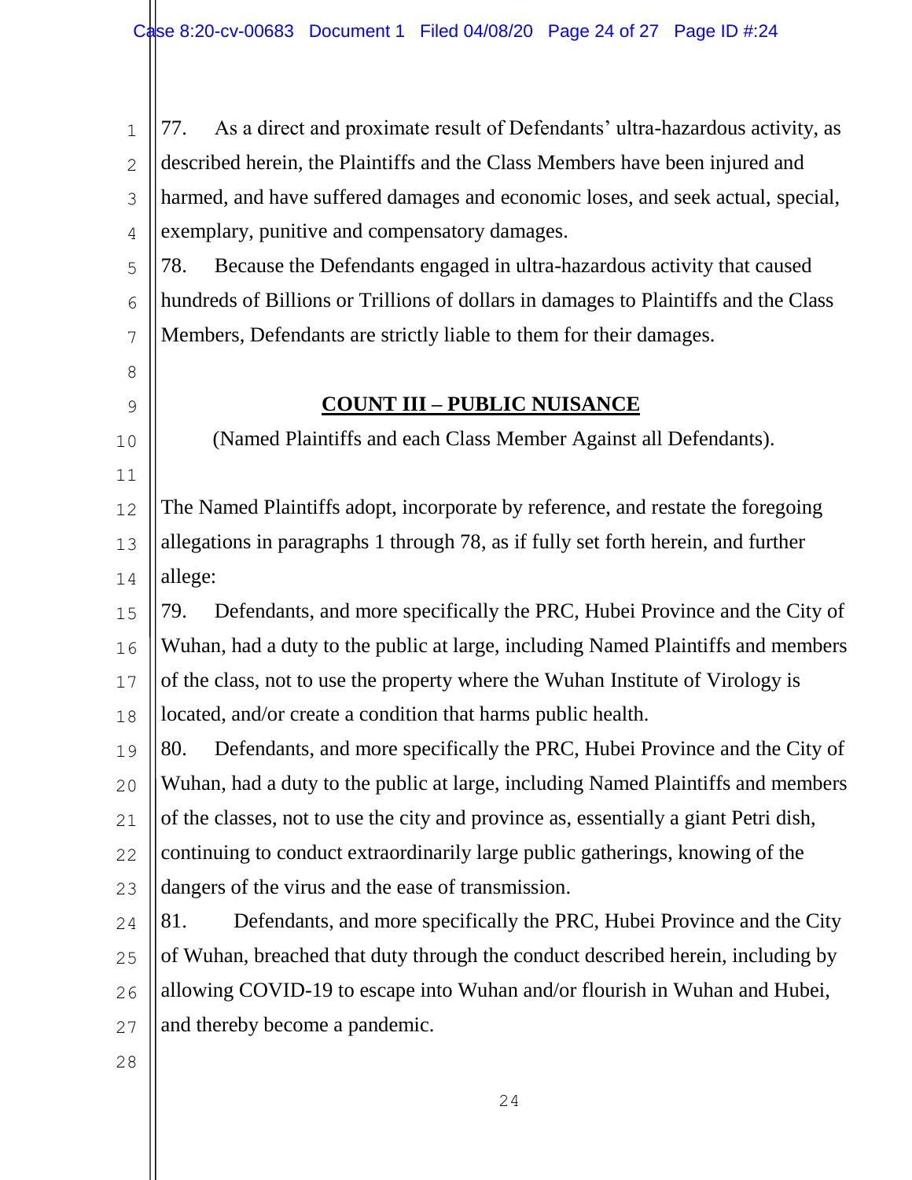77. As a direct and proximate result of Defendants' ultra-hazardous activity, as described herein, the Plaintiffs and the Class Members have been injured and harmed, and have suffered damages and economic loses, and seek actual, special, exemplary, punitive and compensatory damages.

78. Because the Defendants engaged in ultra-hazardous activity that caused hundreds of Billions or Trillions of dollars in damages to Plaintiffs and the Class Members, Defendants are strictly liable to them for their damages.

**COUNT III – PUBLIC NUISANCE**

(Named Plaintiffs and each Class Member Against all Defendants).

The Named Plaintiffs adopt, incorporate by reference, and restate the foregoing allegations in paragraphs 1 through 78, as if fully set forth herein, and further allege:

79. Defendants, and more specifically the PRC, Hubei Province and the City of Wuhan, had a duty to the public at large, including Named Plaintiffs and members of the class, not to use the property where the Wuhan Institute of Virology is located, and/or create a condition that harms public health.

80. Defendants, and more specifically the PRC, Hubei Province and the City of Wuhan, had a duty to the public at large, including Named Plaintiffs and members of the classes, not to use the city and province as, essentially a giant Petri dish, continuing to conduct extraordinarily large public gatherings, knowing of the dangers of the virus and the ease of transmission.

81. Defendants, and more specifically the PRC, Hubei Province and the City of Wuhan, breached that duty through the conduct described herein, including by allowing COVID-19 to escape into Wuhan and/or flourish in Wuhan and Hubei, and thereby become a pandemic.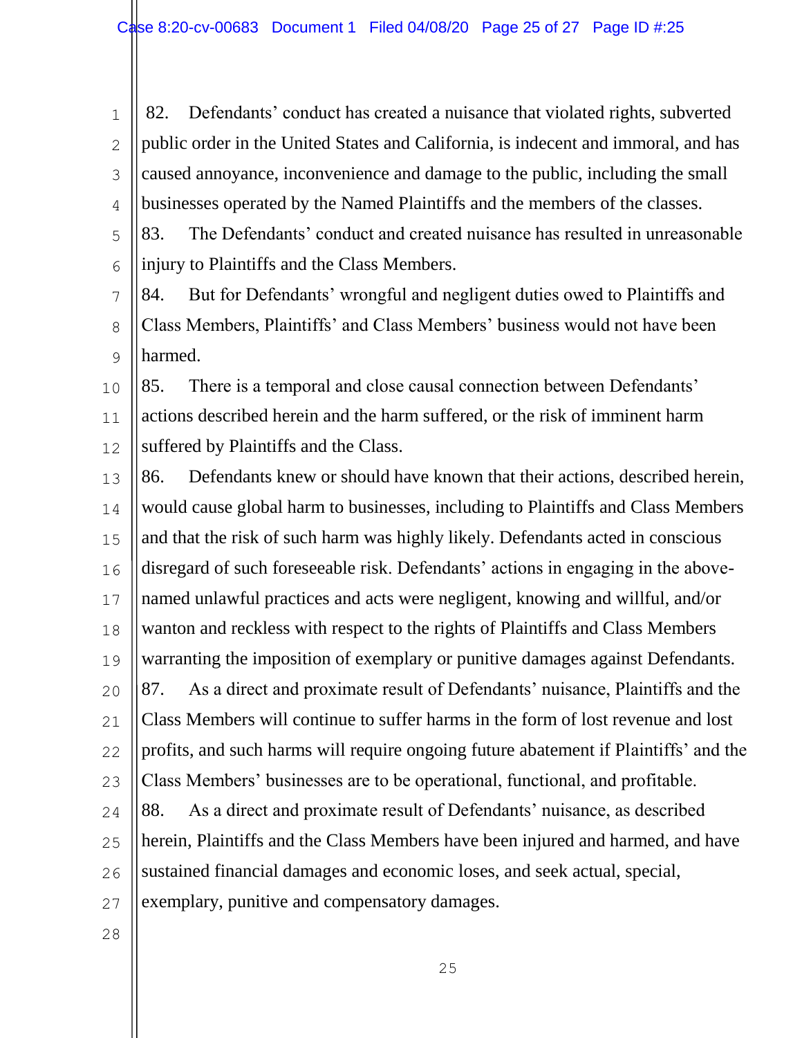82. Defendants' conduct has created a nuisance that violated rights, subverted public order in the United States and California, is indecent and immoral, and has caused annoyance, inconvenience and damage to the public, including the small businesses operated by the Named Plaintiffs and the members of the classes.

83. The Defendants' conduct and created nuisance has resulted in unreasonable injury to Plaintiffs and the Class Members.

84. But for Defendants' wrongful and negligent duties owed to Plaintiffs and Class Members, Plaintiffs' and Class Members' business would not have been harmed.

85. There is a temporal and close causal connection between Defendants' actions described herein and the harm suffered, or the risk of imminent harm suffered by Plaintiffs and the Class.

86. Defendants knew or should have known that their actions, described herein, would cause global harm to businesses, including to Plaintiffs and Class Members and that the risk of such harm was highly likely. Defendants acted in conscious disregard of such foreseeable risk. Defendants' actions in engaging in the above-named unlawful practices and acts were negligent, knowing and willful, and/or wanton and reckless with respect to the rights of Plaintiffs and Class Members warranting the imposition of exemplary or punitive damages against Defendants.

87. As a direct and proximate result of Defendants' nuisance, Plaintiffs and the Class Members will continue to suffer harms in the form of lost revenue and lost profits, and such harms will require ongoing future abatement if Plaintiffs' and the Class Members' businesses are to be operational, functional, and profitable.

88. As a direct and proximate result of Defendants' nuisance, as described herein, Plaintiffs and the Class Members have been injured and harmed, and have sustained financial damages and economic loses, and seek actual, special, exemplary, punitive and compensatory damages.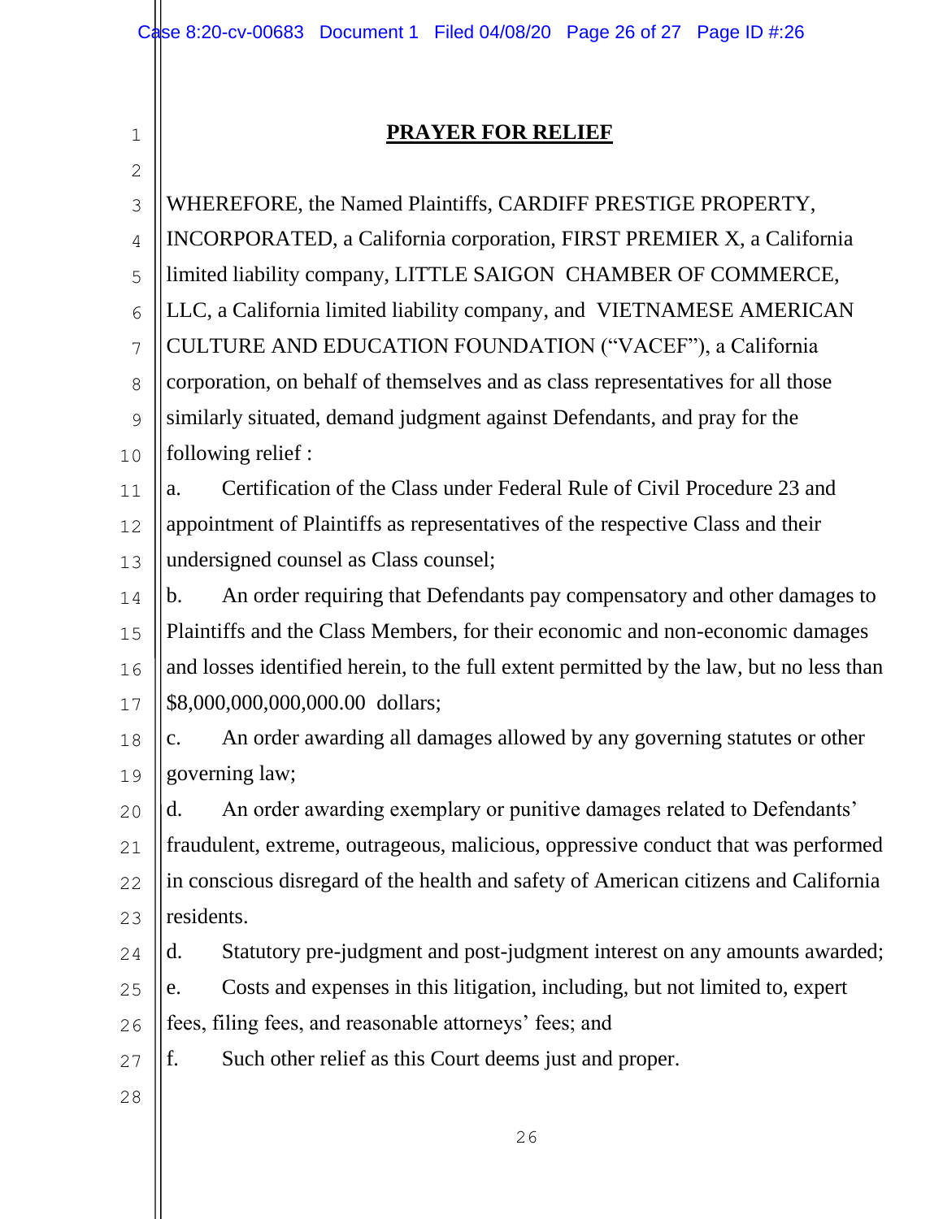## PRAYER FOR RELIEF

WHEREFORE, the Named Plaintiffs, CARDIFF PRESTIGE PROPERTY, INCORPORATED, a California corporation, FIRST PREMIER X, a California limited liability company, LITTLE SAIGON CHAMBER OF COMMERCE, LLC, a California limited liability company, and VIETNAMESE AMERICAN CULTURE AND EDUCATION FOUNDATION ("VACEF"), a California corporation, on behalf of themselves and as class representatives for all those similarly situated, demand judgment against Defendants, and pray for the following relief :

a. Certification of the Class under Federal Rule of Civil Procedure 23 and appointment of Plaintiffs as representatives of the respective Class and their undersigned counsel as Class counsel;

b. An order requiring that Defendants pay compensatory and other damages to Plaintiffs and the Class Members, for their economic and non-economic damages and losses identified herein, to the full extent permitted by the law, but no less than $8,000,000,000,000.00 dollars;

c. An order awarding all damages allowed by any governing statutes or other governing law;

d. An order awarding exemplary or punitive damages related to Defendants' fraudulent, extreme, outrageous, malicious, oppressive conduct that was performed in conscious disregard of the health and safety of American citizens and California residents.

d. Statutory pre-judgment and post-judgment interest on any amounts awarded;

e. Costs and expenses in this litigation, including, but not limited to, expert fees, filing fees, and reasonable attorneys' fees; and

f. Such other relief as this Court deems just and proper.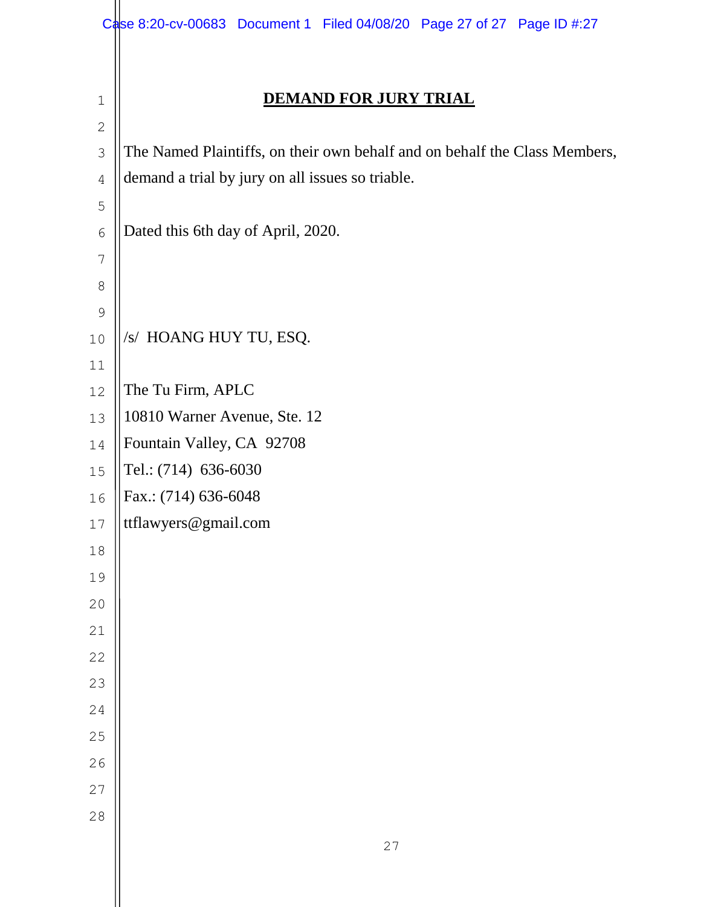# DEMAND FOR JURY TRIAL

The Named Plaintiffs, on their own behalf and on behalf the Class Members, demand a trial by jury on all issues so triable.

Dated this 6th day of April, 2020.

/s/ HOANG HUY TU, ESQ.

The Tu Firm, APLC
10810 Warner Avenue, Ste. 12
Fountain Valley, CA 92708
Tel.: (714) 636-6030
Fax.: (714) 636-6048
ttflawyers@gmail.com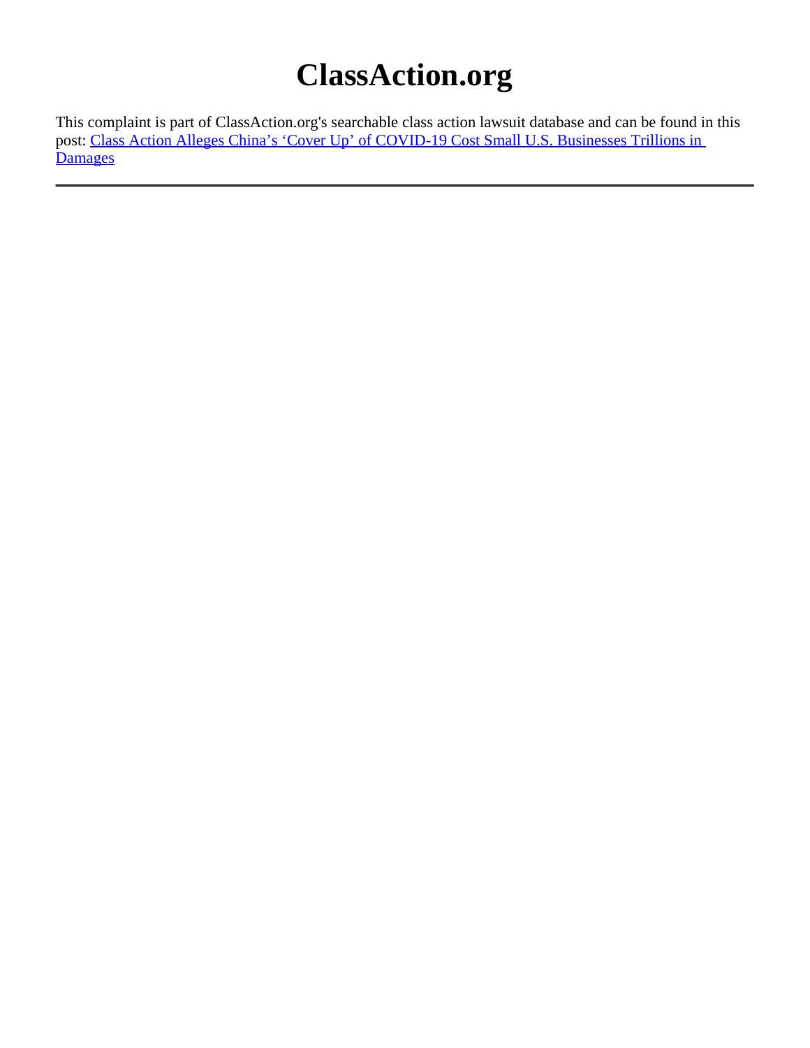# ClassAction.org

This complaint is part of ClassAction.org's searchable class action lawsuit database and can be found in this post: [Class Action Alleges China's 'Cover Up' of COVID-19 Cost Small U.S. Businesses Trillions in Damages]